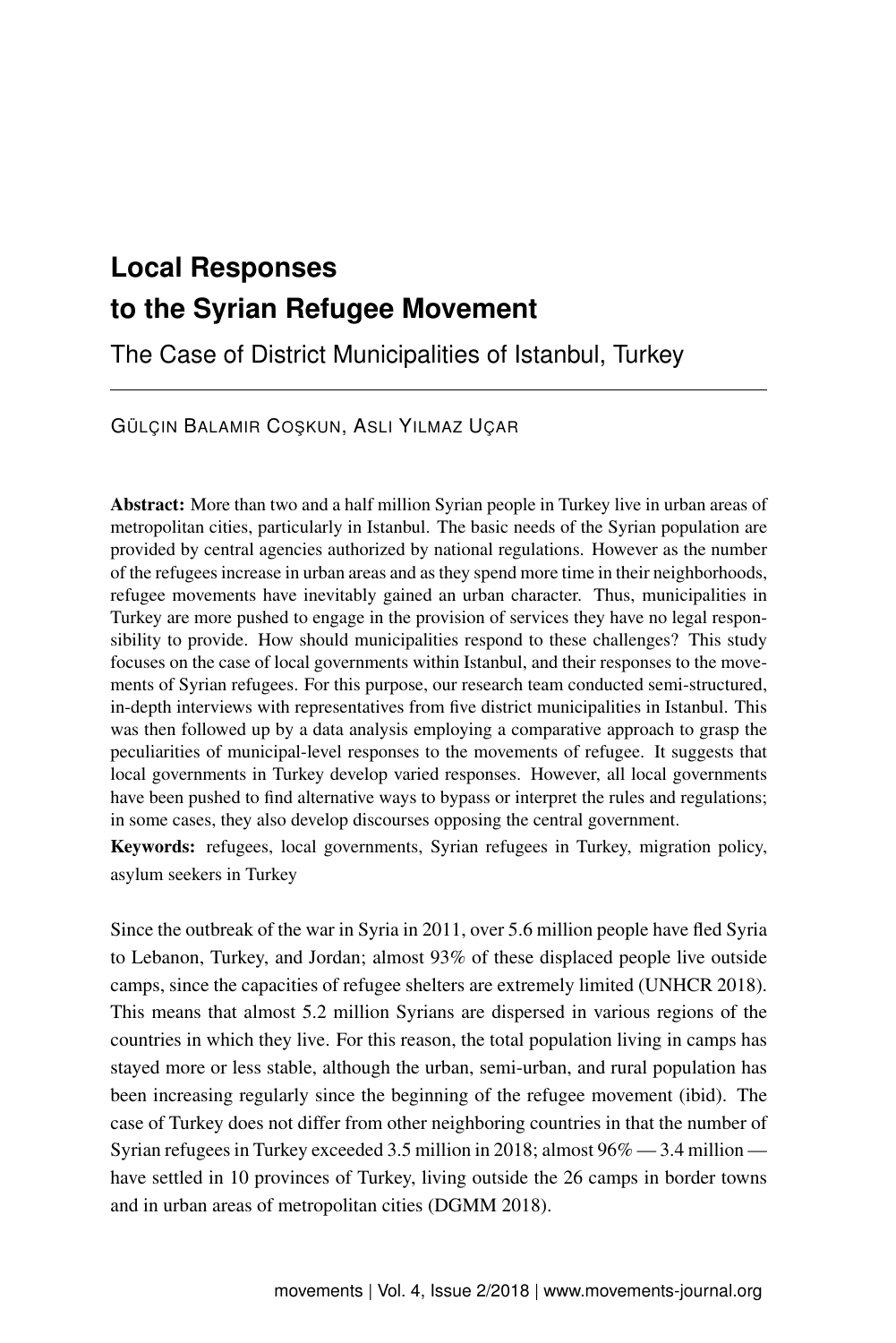# Local Responses to the Syrian Refugee Movement

## The Case of District Municipalities of Istanbul, Turkey

GÜLÇIN BALAMIR COŞKUN, ASLI YILMAZ UÇAR

**Abstract:** More than two and a half million Syrian people in Turkey live in urban areas of metropolitan cities, particularly in Istanbul. The basic needs of the Syrian population are provided by central agencies authorized by national regulations. However as the number of the refugees increase in urban areas and as they spend more time in their neighborhoods, refugee movements have inevitably gained an urban character. Thus, municipalities in Turkey are more pushed to engage in the provision of services they have no legal responsibility to provide. How should municipalities respond to these challenges? This study focuses on the case of local governments within Istanbul, and their responses to the movements of Syrian refugees. For this purpose, our research team conducted semi-structured, in-depth interviews with representatives from five district municipalities in Istanbul. This was then followed up by a data analysis employing a comparative approach to grasp the peculiarities of municipal-level responses to the movements of refugee. It suggests that local governments in Turkey develop varied responses. However, all local governments have been pushed to find alternative ways to bypass or interpret the rules and regulations; in some cases, they also develop discourses opposing the central government.

**Keywords:** refugees, local governments, Syrian refugees in Turkey, migration policy, asylum seekers in Turkey

Since the outbreak of the war in Syria in 2011, over 5.6 million people have fled Syria to Lebanon, Turkey, and Jordan; almost 93% of these displaced people live outside camps, since the capacities of refugee shelters are extremely limited (UNHCR 2018). This means that almost 5.2 million Syrians are dispersed in various regions of the countries in which they live. For this reason, the total population living in camps has stayed more or less stable, although the urban, semi-urban, and rural population has been increasing regularly since the beginning of the refugee movement (ibid). The case of Turkey does not differ from other neighboring countries in that the number of Syrian refugees in Turkey exceeded 3.5 million in 2018; almost 96% — 3.4 million — have settled in 10 provinces of Turkey, living outside the 26 camps in border towns and in urban areas of metropolitan cities (DGMM 2018).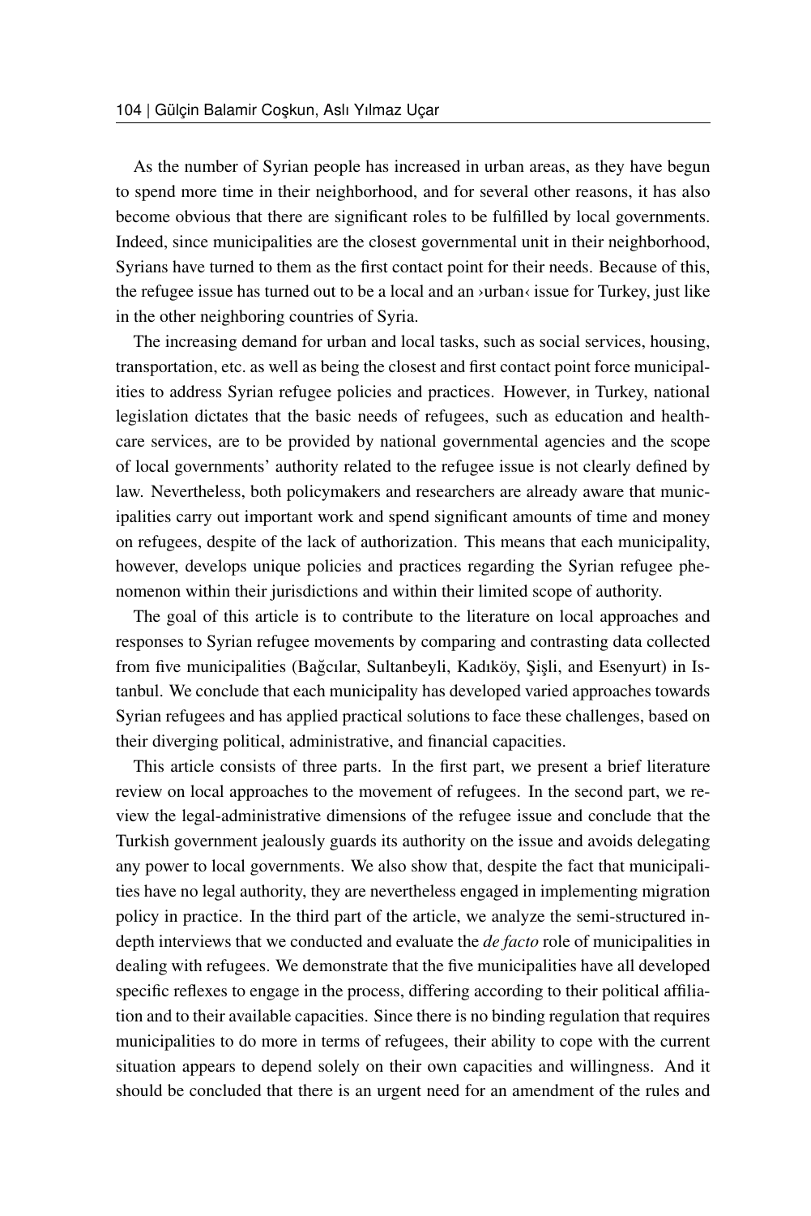As the number of Syrian people has increased in urban areas, as they have begun to spend more time in their neighborhood, and for several other reasons, it has also become obvious that there are significant roles to be fulfilled by local governments. Indeed, since municipalities are the closest governmental unit in their neighborhood, Syrians have turned to them as the first contact point for their needs. Because of this, the refugee issue has turned out to be a local and an ›urban‹ issue for Turkey, just like in the other neighboring countries of Syria.

The increasing demand for urban and local tasks, such as social services, housing, transportation, etc. as well as being the closest and first contact point force municipalities to address Syrian refugee policies and practices. However, in Turkey, national legislation dictates that the basic needs of refugees, such as education and healthcare services, are to be provided by national governmental agencies and the scope of local governments' authority related to the refugee issue is not clearly defined by law. Nevertheless, both policymakers and researchers are already aware that municipalities carry out important work and spend significant amounts of time and money on refugees, despite of the lack of authorization. This means that each municipality, however, develops unique policies and practices regarding the Syrian refugee phenomenon within their jurisdictions and within their limited scope of authority.

The goal of this article is to contribute to the literature on local approaches and responses to Syrian refugee movements by comparing and contrasting data collected from five municipalities (Bağcılar, Sultanbeyli, Kadıköy, Şişli, and Esenyurt) in Istanbul. We conclude that each municipality has developed varied approaches towards Syrian refugees and has applied practical solutions to face these challenges, based on their diverging political, administrative, and financial capacities.

This article consists of three parts. In the first part, we present a brief literature review on local approaches to the movement of refugees. In the second part, we review the legal-administrative dimensions of the refugee issue and conclude that the Turkish government jealously guards its authority on the issue and avoids delegating any power to local governments. We also show that, despite the fact that municipalities have no legal authority, they are nevertheless engaged in implementing migration policy in practice. In the third part of the article, we analyze the semi-structured in-depth interviews that we conducted and evaluate the *de facto* role of municipalities in dealing with refugees. We demonstrate that the five municipalities have all developed specific reflexes to engage in the process, differing according to their political affiliation and to their available capacities. Since there is no binding regulation that requires municipalities to do more in terms of refugees, their ability to cope with the current situation appears to depend solely on their own capacities and willingness. And it should be concluded that there is an urgent need for an amendment of the rules and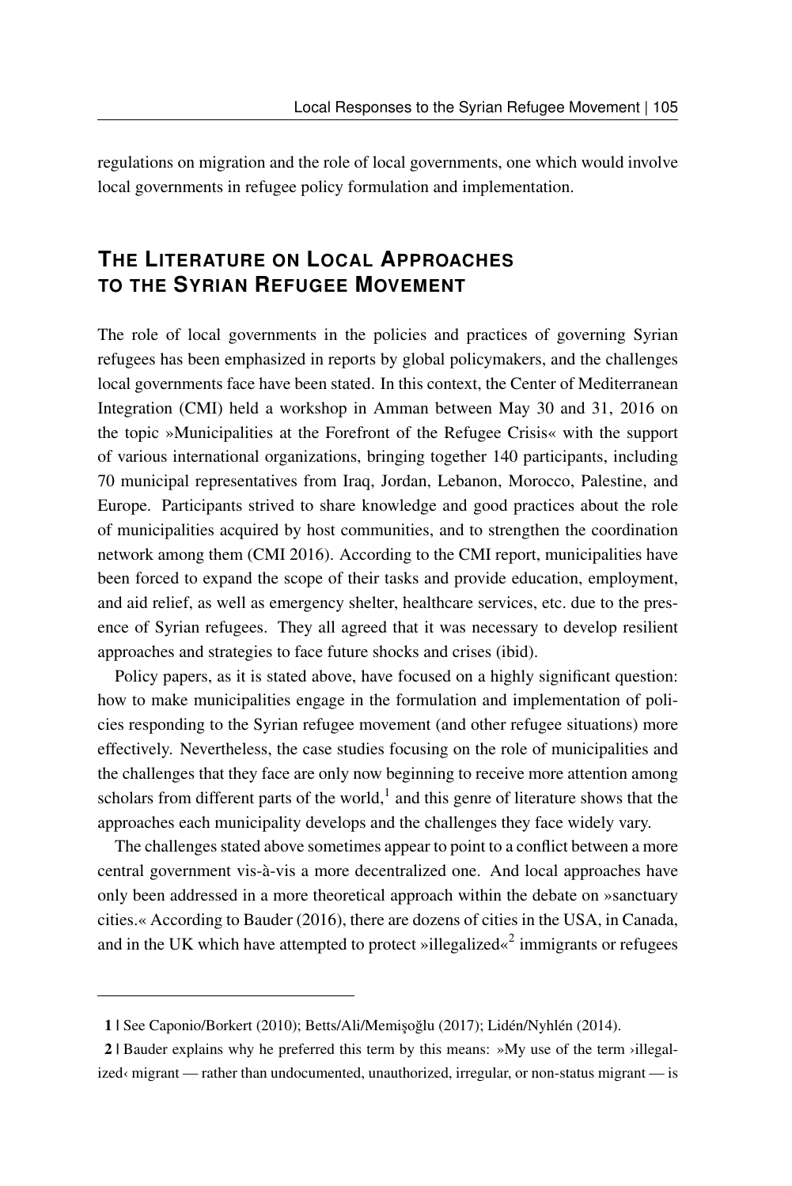regulations on migration and the role of local governments, one which would involve local governments in refugee policy formulation and implementation.

## The Literature on Local Approaches to the Syrian Refugee Movement

The role of local governments in the policies and practices of governing Syrian refugees has been emphasized in reports by global policymakers, and the challenges local governments face have been stated. In this context, the Center of Mediterranean Integration (CMI) held a workshop in Amman between May 30 and 31, 2016 on the topic »Municipalities at the Forefront of the Refugee Crisis« with the support of various international organizations, bringing together 140 participants, including 70 municipal representatives from Iraq, Jordan, Lebanon, Morocco, Palestine, and Europe. Participants strived to share knowledge and good practices about the role of municipalities acquired by host communities, and to strengthen the coordination network among them (CMI 2016). According to the CMI report, municipalities have been forced to expand the scope of their tasks and provide education, employment, and aid relief, as well as emergency shelter, healthcare services, etc. due to the presence of Syrian refugees. They all agreed that it was necessary to develop resilient approaches and strategies to face future shocks and crises (ibid).

Policy papers, as it is stated above, have focused on a highly significant question: how to make municipalities engage in the formulation and implementation of policies responding to the Syrian refugee movement (and other refugee situations) more effectively. Nevertheless, the case studies focusing on the role of municipalities and the challenges that they face are only now beginning to receive more attention among scholars from different parts of the world,[1] and this genre of literature shows that the approaches each municipality develops and the challenges they face widely vary.

The challenges stated above sometimes appear to point to a conflict between a more central government vis-à-vis a more decentralized one. And local approaches have only been addressed in a more theoretical approach within the debate on »sanctuary cities.« According to Bauder (2016), there are dozens of cities in the USA, in Canada, and in the UK which have attempted to protect »illegalized«[2] immigrants or refugees

---

**1** | See Caponio/Borkert (2010); Betts/Ali/Memişoğlu (2017); Lidén/Nyhlén (2014).

**2** | Bauder explains why he preferred this term by this means: »My use of the term ›illegalized‹ migrant — rather than undocumented, unauthorized, irregular, or non-status migrant — is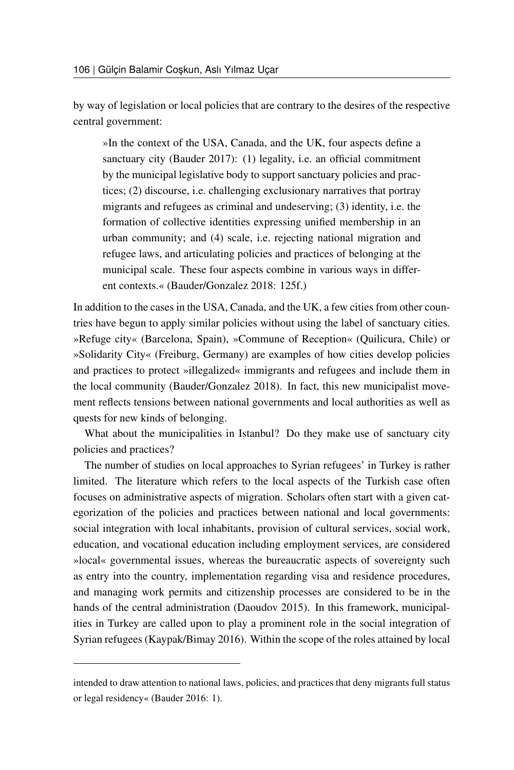by way of legislation or local policies that are contrary to the desires of the respective central government:

> »In the context of the USA, Canada, and the UK, four aspects define a sanctuary city (Bauder 2017): (1) legality, i.e. an official commitment by the municipal legislative body to support sanctuary policies and practices; (2) discourse, i.e. challenging exclusionary narratives that portray migrants and refugees as criminal and undeserving; (3) identity, i.e. the formation of collective identities expressing unified membership in an urban community; and (4) scale, i.e. rejecting national migration and refugee laws, and articulating policies and practices of belonging at the municipal scale. These four aspects combine in various ways in different contexts.« (Bauder/Gonzalez 2018: 125f.)

In addition to the cases in the USA, Canada, and the UK, a few cities from other countries have begun to apply similar policies without using the label of sanctuary cities. »Refuge city« (Barcelona, Spain), »Commune of Reception« (Quilicura, Chile) or »Solidarity City« (Freiburg, Germany) are examples of how cities develop policies and practices to protect »illegalized« immigrants and refugees and include them in the local community (Bauder/Gonzalez 2018). In fact, this new municipalist movement reflects tensions between national governments and local authorities as well as quests for new kinds of belonging.

What about the municipalities in Istanbul? Do they make use of sanctuary city policies and practices?

The number of studies on local approaches to Syrian refugees' in Turkey is rather limited. The literature which refers to the local aspects of the Turkish case often focuses on administrative aspects of migration. Scholars often start with a given categorization of the policies and practices between national and local governments: social integration with local inhabitants, provision of cultural services, social work, education, and vocational education including employment services, are considered »local« governmental issues, whereas the bureaucratic aspects of sovereignty such as entry into the country, implementation regarding visa and residence procedures, and managing work permits and citizenship processes are considered to be in the hands of the central administration (Daoudov 2015). In this framework, municipalities in Turkey are called upon to play a prominent role in the social integration of Syrian refugees (Kaypak/Bimay 2016). Within the scope of the roles attained by local

---

intended to draw attention to national laws, policies, and practices that deny migrants full status or legal residency« (Bauder 2016: 1).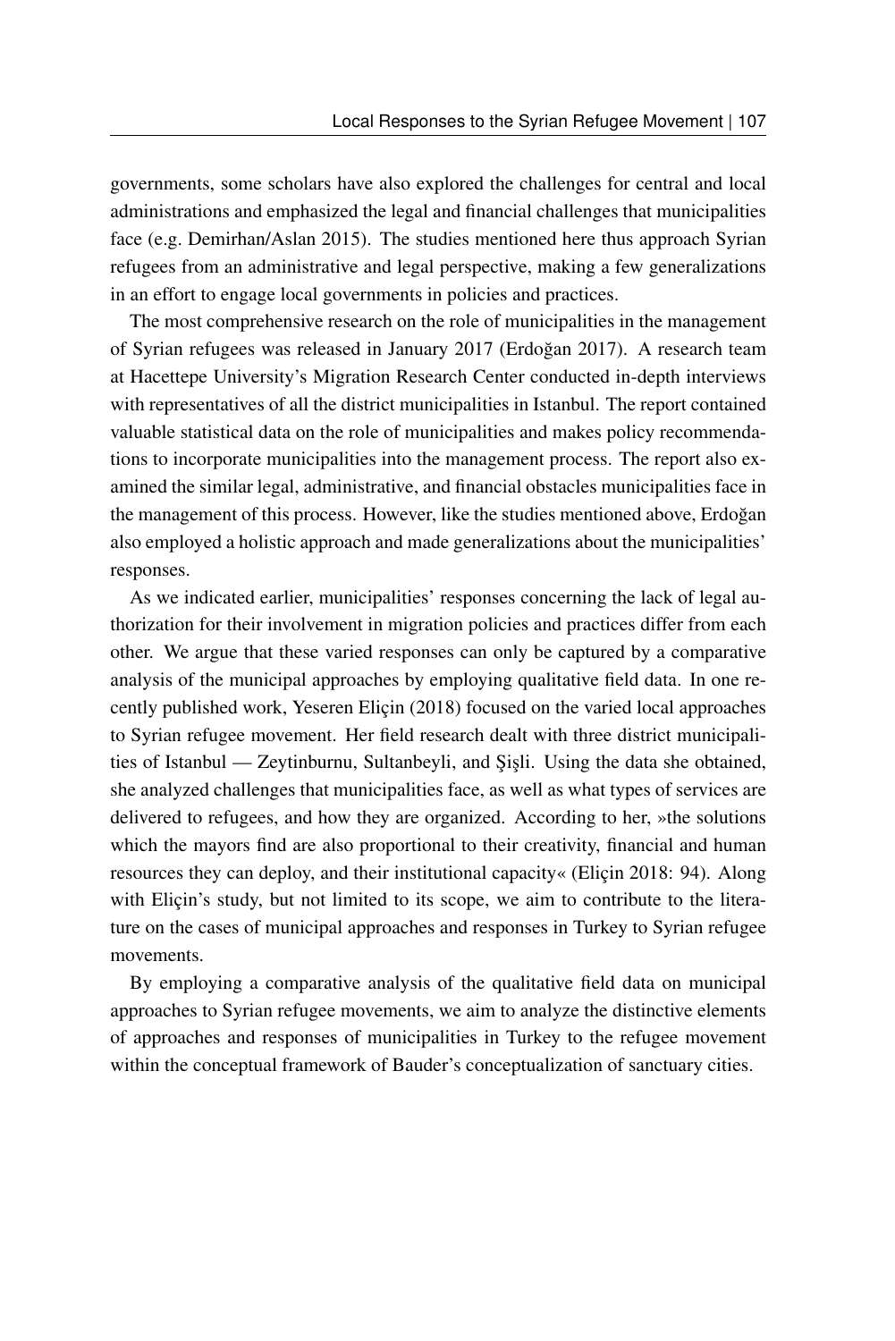governments, some scholars have also explored the challenges for central and local administrations and emphasized the legal and financial challenges that municipalities face (e.g. Demirhan/Aslan 2015). The studies mentioned here thus approach Syrian refugees from an administrative and legal perspective, making a few generalizations in an effort to engage local governments in policies and practices.

The most comprehensive research on the role of municipalities in the management of Syrian refugees was released in January 2017 (Erdoğan 2017). A research team at Hacettepe University's Migration Research Center conducted in-depth interviews with representatives of all the district municipalities in Istanbul. The report contained valuable statistical data on the role of municipalities and makes policy recommendations to incorporate municipalities into the management process. The report also examined the similar legal, administrative, and financial obstacles municipalities face in the management of this process. However, like the studies mentioned above, Erdoğan also employed a holistic approach and made generalizations about the municipalities' responses.

As we indicated earlier, municipalities' responses concerning the lack of legal authorization for their involvement in migration policies and practices differ from each other. We argue that these varied responses can only be captured by a comparative analysis of the municipal approaches by employing qualitative field data. In one recently published work, Yeseren Eliçin (2018) focused on the varied local approaches to Syrian refugee movement. Her field research dealt with three district municipalities of Istanbul — Zeytinburnu, Sultanbeyli, and Şişli. Using the data she obtained, she analyzed challenges that municipalities face, as well as what types of services are delivered to refugees, and how they are organized. According to her, »the solutions which the mayors find are also proportional to their creativity, financial and human resources they can deploy, and their institutional capacity« (Eliçin 2018: 94). Along with Eliçin's study, but not limited to its scope, we aim to contribute to the literature on the cases of municipal approaches and responses in Turkey to Syrian refugee movements.

By employing a comparative analysis of the qualitative field data on municipal approaches to Syrian refugee movements, we aim to analyze the distinctive elements of approaches and responses of municipalities in Turkey to the refugee movement within the conceptual framework of Bauder's conceptualization of sanctuary cities.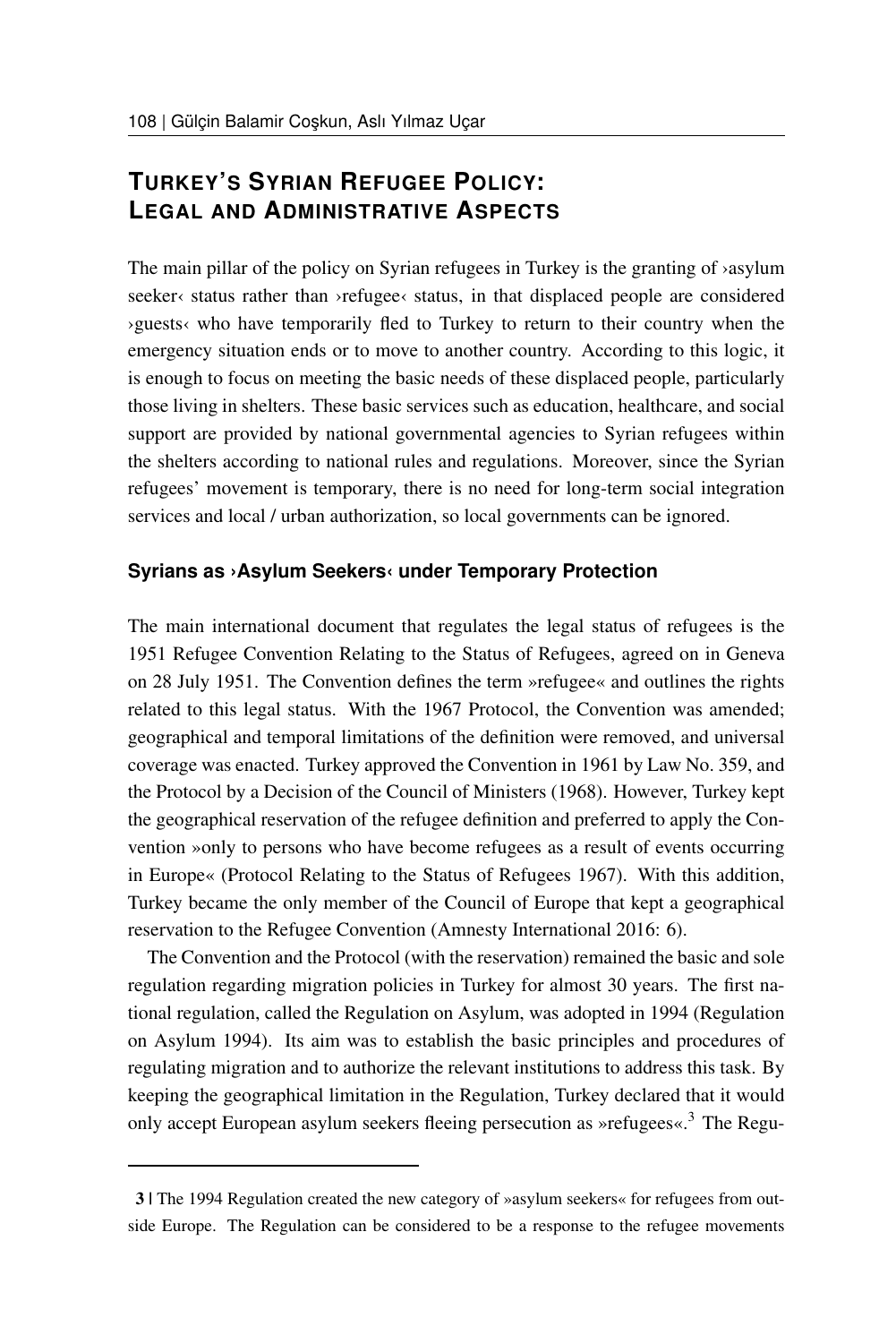## Turkey's Syrian Refugee Policy: Legal and Administrative Aspects

The main pillar of the policy on Syrian refugees in Turkey is the granting of ›asylum seeker‹ status rather than ›refugee‹ status, in that displaced people are considered ›guests‹ who have temporarily fled to Turkey to return to their country when the emergency situation ends or to move to another country. According to this logic, it is enough to focus on meeting the basic needs of these displaced people, particularly those living in shelters. These basic services such as education, healthcare, and social support are provided by national governmental agencies to Syrian refugees within the shelters according to national rules and regulations. Moreover, since the Syrian refugees' movement is temporary, there is no need for long-term social integration services and local / urban authorization, so local governments can be ignored.

### Syrians as ›Asylum Seekers‹ under Temporary Protection

The main international document that regulates the legal status of refugees is the 1951 Refugee Convention Relating to the Status of Refugees, agreed on in Geneva on 28 July 1951. The Convention defines the term »refugee« and outlines the rights related to this legal status. With the 1967 Protocol, the Convention was amended; geographical and temporal limitations of the definition were removed, and universal coverage was enacted. Turkey approved the Convention in 1961 by Law No. 359, and the Protocol by a Decision of the Council of Ministers (1968). However, Turkey kept the geographical reservation of the refugee definition and preferred to apply the Convention »only to persons who have become refugees as a result of events occurring in Europe« (Protocol Relating to the Status of Refugees 1967). With this addition, Turkey became the only member of the Council of Europe that kept a geographical reservation to the Refugee Convention (Amnesty International 2016: 6).

The Convention and the Protocol (with the reservation) remained the basic and sole regulation regarding migration policies in Turkey for almost 30 years. The first national regulation, called the Regulation on Asylum, was adopted in 1994 (Regulation on Asylum 1994). Its aim was to establish the basic principles and procedures of regulating migration and to authorize the relevant institutions to address this task. By keeping the geographical limitation in the Regulation, Turkey declared that it would only accept European asylum seekers fleeing persecution as »refugees«.[3] The Regu-

---

**3 |** The 1994 Regulation created the new category of »asylum seekers« for refugees from outside Europe. The Regulation can be considered to be a response to the refugee movements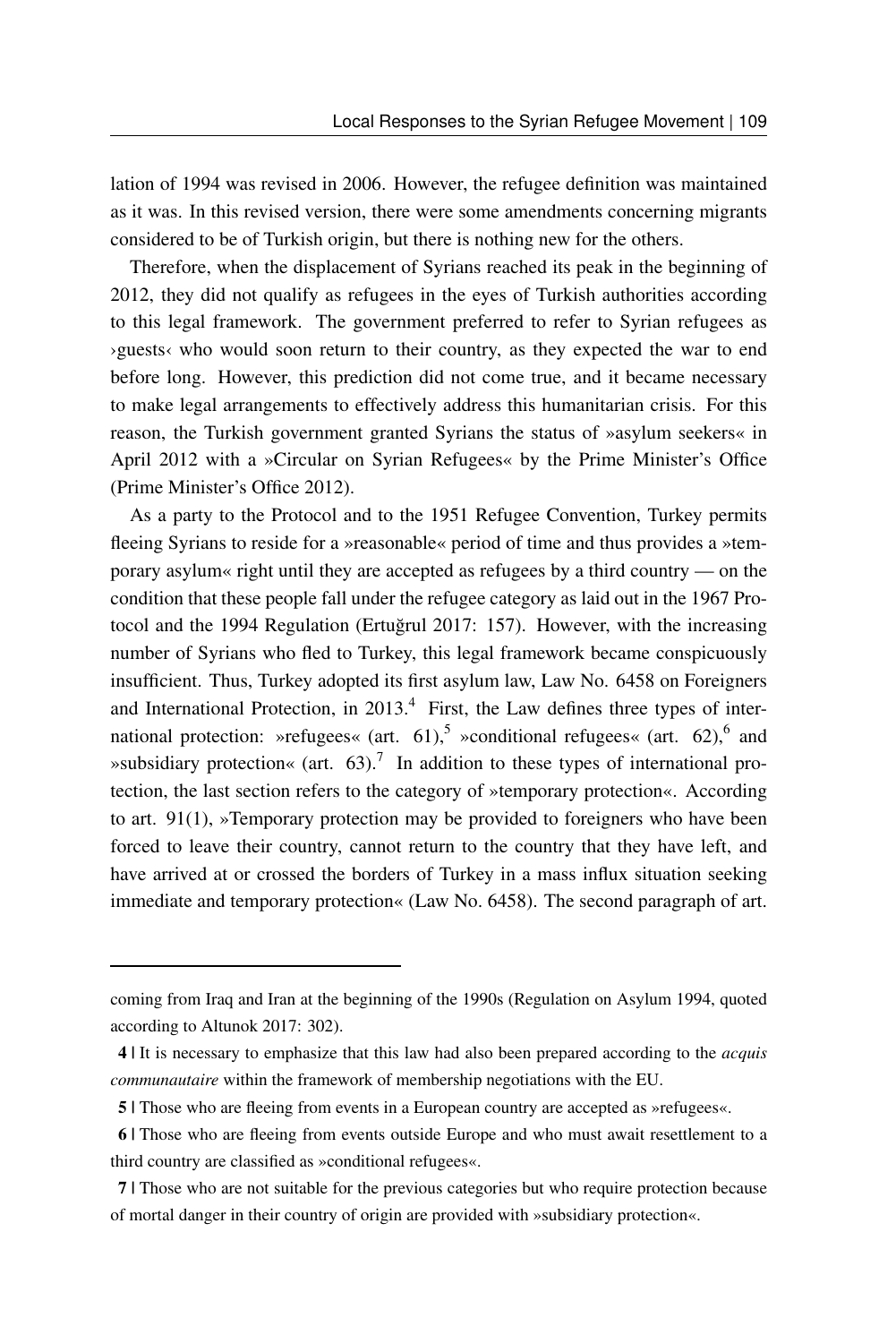lation of 1994 was revised in 2006. However, the refugee definition was maintained as it was. In this revised version, there were some amendments concerning migrants considered to be of Turkish origin, but there is nothing new for the others.

Therefore, when the displacement of Syrians reached its peak in the beginning of 2012, they did not qualify as refugees in the eyes of Turkish authorities according to this legal framework. The government preferred to refer to Syrian refugees as ›guests‹ who would soon return to their country, as they expected the war to end before long. However, this prediction did not come true, and it became necessary to make legal arrangements to effectively address this humanitarian crisis. For this reason, the Turkish government granted Syrians the status of »asylum seekers« in April 2012 with a »Circular on Syrian Refugees« by the Prime Minister's Office (Prime Minister's Office 2012).

As a party to the Protocol and to the 1951 Refugee Convention, Turkey permits fleeing Syrians to reside for a »reasonable« period of time and thus provides a »temporary asylum« right until they are accepted as refugees by a third country — on the condition that these people fall under the refugee category as laid out in the 1967 Protocol and the 1994 Regulation (Ertuğrul 2017: 157). However, with the increasing number of Syrians who fled to Turkey, this legal framework became conspicuously insufficient. Thus, Turkey adopted its first asylum law, Law No. 6458 on Foreigners and International Protection, in 2013.[4] First, the Law defines three types of international protection: »refugees« (art. 61),[5] »conditional refugees« (art. 62),[6] and »subsidiary protection« (art. 63).[7] In addition to these types of international protection, the last section refers to the category of »temporary protection«. According to art. 91(1), »Temporary protection may be provided to foreigners who have been forced to leave their country, cannot return to the country that they have left, and have arrived at or crossed the borders of Turkey in a mass influx situation seeking immediate and temporary protection« (Law No. 6458). The second paragraph of art.

---

coming from Iraq and Iran at the beginning of the 1990s (Regulation on Asylum 1994, quoted according to Altunok 2017: 302).

**4 |** It is necessary to emphasize that this law had also been prepared according to the *acquis communautaire* within the framework of membership negotiations with the EU.

**5 |** Those who are fleeing from events in a European country are accepted as »refugees«.

**6 |** Those who are fleeing from events outside Europe and who must await resettlement to a third country are classified as »conditional refugees«.

**7 |** Those who are not suitable for the previous categories but who require protection because of mortal danger in their country of origin are provided with »subsidiary protection«.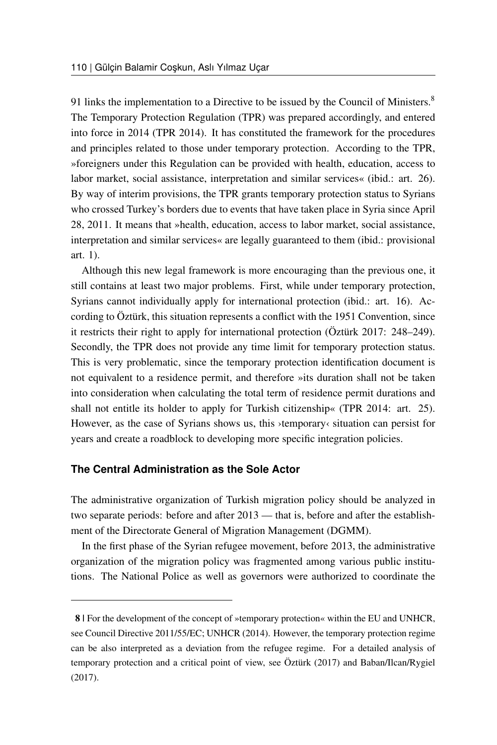91 links the implementation to a Directive to be issued by the Council of Ministers.[8] The Temporary Protection Regulation (TPR) was prepared accordingly, and entered into force in 2014 (TPR 2014). It has constituted the framework for the procedures and principles related to those under temporary protection. According to the TPR, »foreigners under this Regulation can be provided with health, education, access to labor market, social assistance, interpretation and similar services« (ibid.: art. 26). By way of interim provisions, the TPR grants temporary protection status to Syrians who crossed Turkey's borders due to events that have taken place in Syria since April 28, 2011. It means that »health, education, access to labor market, social assistance, interpretation and similar services« are legally guaranteed to them (ibid.: provisional art. 1).

Although this new legal framework is more encouraging than the previous one, it still contains at least two major problems. First, while under temporary protection, Syrians cannot individually apply for international protection (ibid.: art. 16). According to Öztürk, this situation represents a conflict with the 1951 Convention, since it restricts their right to apply for international protection (Öztürk 2017: 248–249). Secondly, the TPR does not provide any time limit for temporary protection status. This is very problematic, since the temporary protection identification document is not equivalent to a residence permit, and therefore »its duration shall not be taken into consideration when calculating the total term of residence permit durations and shall not entitle its holder to apply for Turkish citizenship« (TPR 2014: art. 25). However, as the case of Syrians shows us, this ›temporary‹ situation can persist for years and create a roadblock to developing more specific integration policies.

### The Central Administration as the Sole Actor

The administrative organization of Turkish migration policy should be analyzed in two separate periods: before and after 2013 — that is, before and after the establishment of the Directorate General of Migration Management (DGMM).

In the first phase of the Syrian refugee movement, before 2013, the administrative organization of the migration policy was fragmented among various public institutions. The National Police as well as governors were authorized to coordinate the

**8** | For the development of the concept of »temporary protection« within the EU and UNHCR, see Council Directive 2011/55/EC; UNHCR (2014). However, the temporary protection regime can be also interpreted as a deviation from the refugee regime. For a detailed analysis of temporary protection and a critical point of view, see Öztürk (2017) and Baban/Ilcan/Rygiel (2017).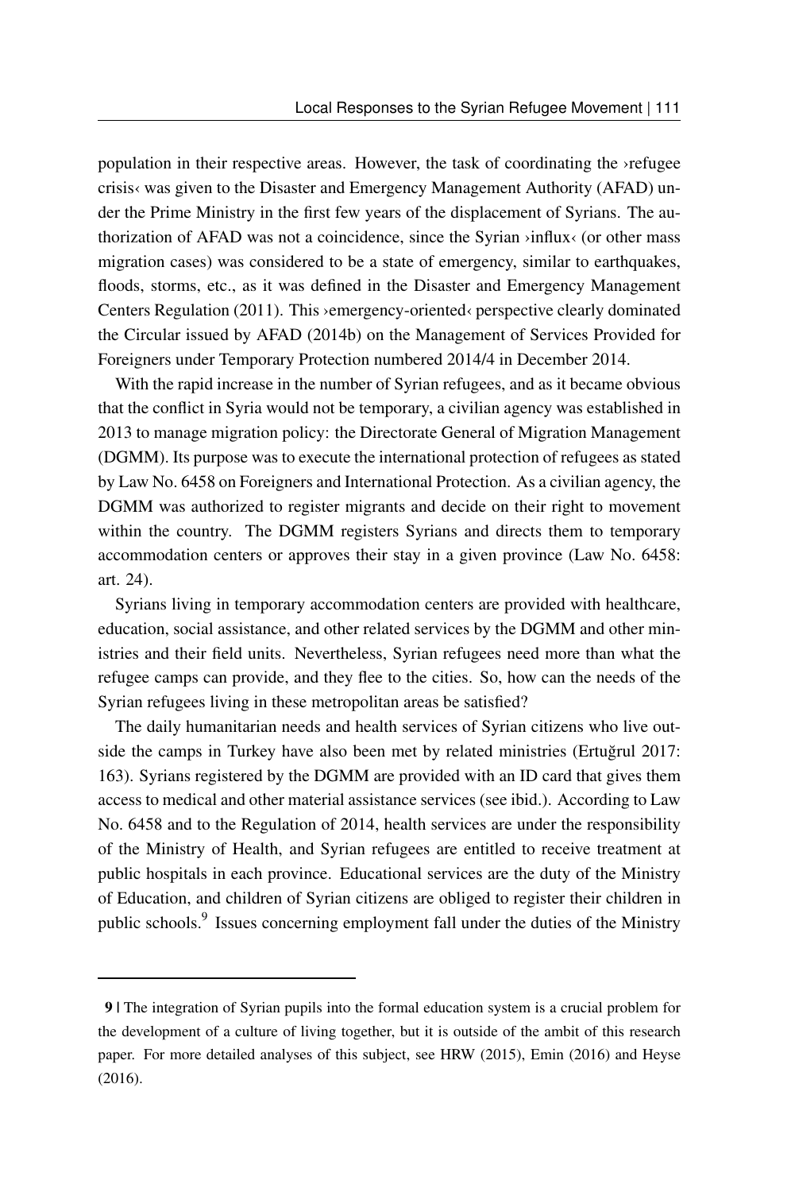population in their respective areas. However, the task of coordinating the ›refugee crisis‹ was given to the Disaster and Emergency Management Authority (AFAD) under the Prime Ministry in the first few years of the displacement of Syrians. The authorization of AFAD was not a coincidence, since the Syrian ›influx‹ (or other mass migration cases) was considered to be a state of emergency, similar to earthquakes, floods, storms, etc., as it was defined in the Disaster and Emergency Management Centers Regulation (2011). This ›emergency-oriented‹ perspective clearly dominated the Circular issued by AFAD (2014b) on the Management of Services Provided for Foreigners under Temporary Protection numbered 2014/4 in December 2014.

With the rapid increase in the number of Syrian refugees, and as it became obvious that the conflict in Syria would not be temporary, a civilian agency was established in 2013 to manage migration policy: the Directorate General of Migration Management (DGMM). Its purpose was to execute the international protection of refugees as stated by Law No. 6458 on Foreigners and International Protection. As a civilian agency, the DGMM was authorized to register migrants and decide on their right to movement within the country. The DGMM registers Syrians and directs them to temporary accommodation centers or approves their stay in a given province (Law No. 6458: art. 24).

Syrians living in temporary accommodation centers are provided with healthcare, education, social assistance, and other related services by the DGMM and other ministries and their field units. Nevertheless, Syrian refugees need more than what the refugee camps can provide, and they flee to the cities. So, how can the needs of the Syrian refugees living in these metropolitan areas be satisfied?

The daily humanitarian needs and health services of Syrian citizens who live outside the camps in Turkey have also been met by related ministries (Ertuğrul 2017: 163). Syrians registered by the DGMM are provided with an ID card that gives them access to medical and other material assistance services (see ibid.). According to Law No. 6458 and to the Regulation of 2014, health services are under the responsibility of the Ministry of Health, and Syrian refugees are entitled to receive treatment at public hospitals in each province. Educational services are the duty of the Ministry of Education, and children of Syrian citizens are obliged to register their children in public schools.[9] Issues concerning employment fall under the duties of the Ministry

---

**9 |** The integration of Syrian pupils into the formal education system is a crucial problem for the development of a culture of living together, but it is outside of the ambit of this research paper. For more detailed analyses of this subject, see HRW (2015), Emin (2016) and Heyse (2016).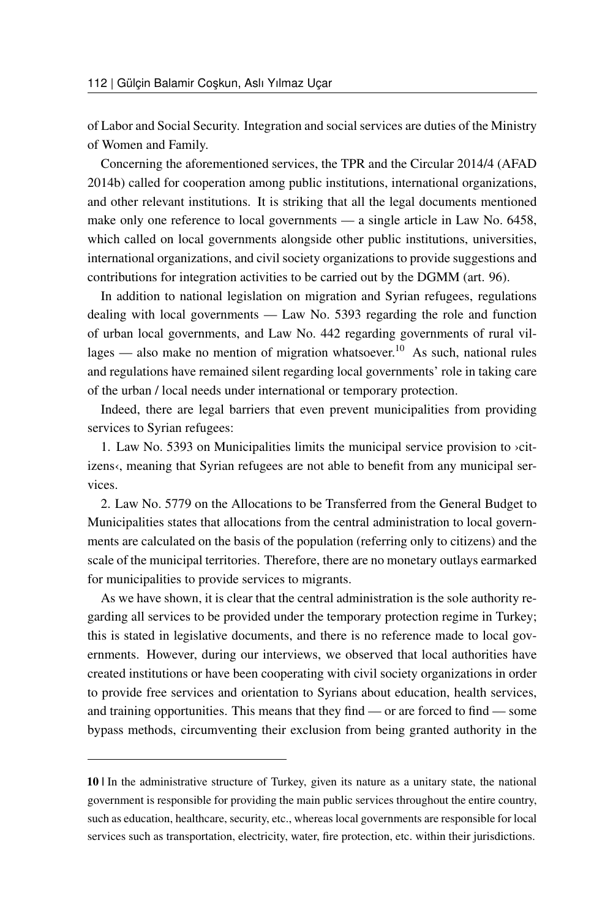of Labor and Social Security. Integration and social services are duties of the Ministry of Women and Family.

Concerning the aforementioned services, the TPR and the Circular 2014/4 (AFAD 2014b) called for cooperation among public institutions, international organizations, and other relevant institutions. It is striking that all the legal documents mentioned make only one reference to local governments — a single article in Law No. 6458, which called on local governments alongside other public institutions, universities, international organizations, and civil society organizations to provide suggestions and contributions for integration activities to be carried out by the DGMM (art. 96).

In addition to national legislation on migration and Syrian refugees, regulations dealing with local governments — Law No. 5393 regarding the role and function of urban local governments, and Law No. 442 regarding governments of rural villages — also make no mention of migration whatsoever.[10] As such, national rules and regulations have remained silent regarding local governments' role in taking care of the urban / local needs under international or temporary protection.

Indeed, there are legal barriers that even prevent municipalities from providing services to Syrian refugees:

1. Law No. 5393 on Municipalities limits the municipal service provision to ›citizens‹, meaning that Syrian refugees are not able to benefit from any municipal services.

2. Law No. 5779 on the Allocations to be Transferred from the General Budget to Municipalities states that allocations from the central administration to local governments are calculated on the basis of the population (referring only to citizens) and the scale of the municipal territories. Therefore, there are no monetary outlays earmarked for municipalities to provide services to migrants.

As we have shown, it is clear that the central administration is the sole authority regarding all services to be provided under the temporary protection regime in Turkey; this is stated in legislative documents, and there is no reference made to local governments. However, during our interviews, we observed that local authorities have created institutions or have been cooperating with civil society organizations in order to provide free services and orientation to Syrians about education, health services, and training opportunities. This means that they find — or are forced to find — some bypass methods, circumventing their exclusion from being granted authority in the

---

**10** | In the administrative structure of Turkey, given its nature as a unitary state, the national government is responsible for providing the main public services throughout the entire country, such as education, healthcare, security, etc., whereas local governments are responsible for local services such as transportation, electricity, water, fire protection, etc. within their jurisdictions.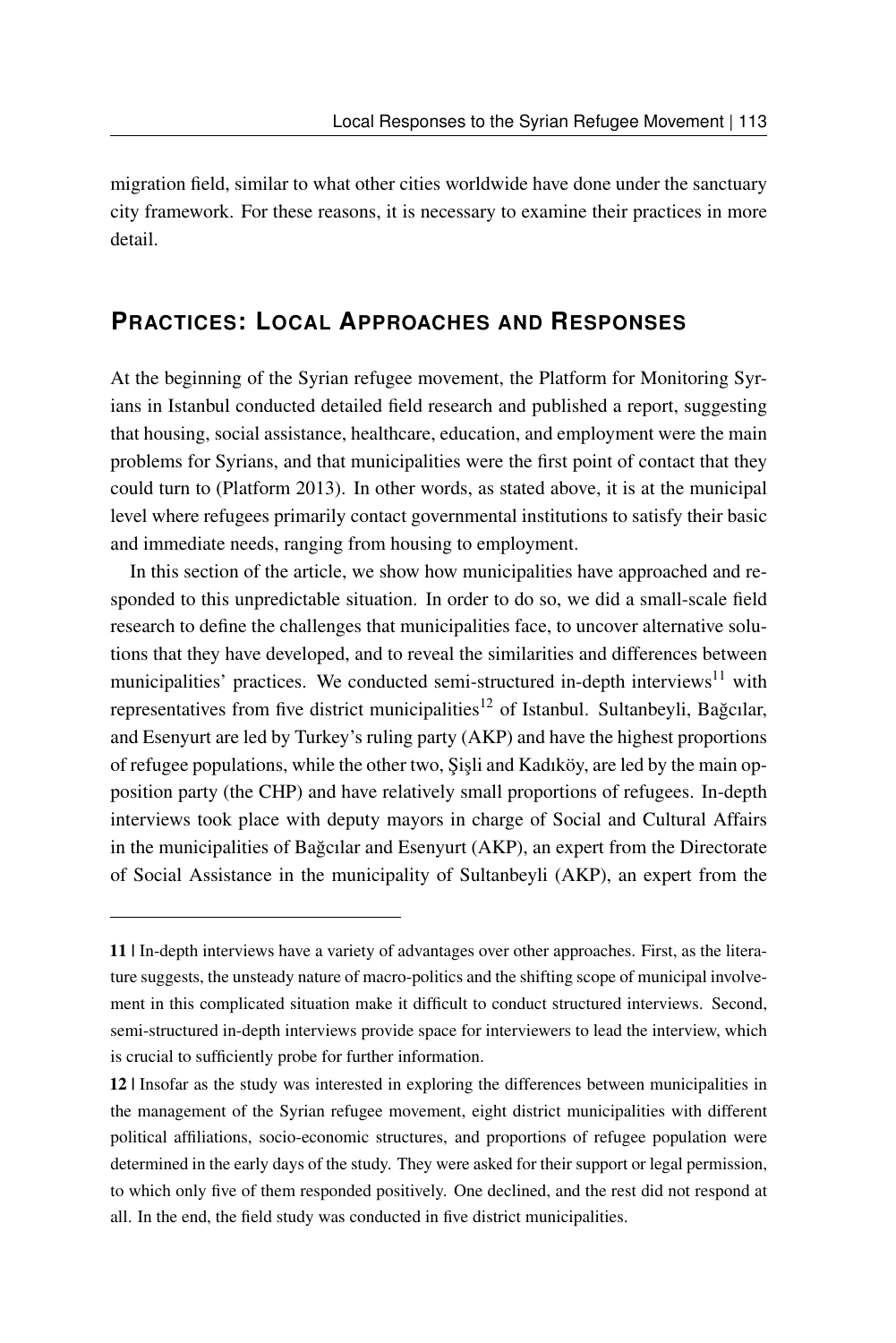migration field, similar to what other cities worldwide have done under the sanctuary city framework. For these reasons, it is necessary to examine their practices in more detail.

## Practices: Local Approaches and Responses

At the beginning of the Syrian refugee movement, the Platform for Monitoring Syrians in Istanbul conducted detailed field research and published a report, suggesting that housing, social assistance, healthcare, education, and employment were the main problems for Syrians, and that municipalities were the first point of contact that they could turn to (Platform 2013). In other words, as stated above, it is at the municipal level where refugees primarily contact governmental institutions to satisfy their basic and immediate needs, ranging from housing to employment.

In this section of the article, we show how municipalities have approached and responded to this unpredictable situation. In order to do so, we did a small-scale field research to define the challenges that municipalities face, to uncover alternative solutions that they have developed, and to reveal the similarities and differences between municipalities' practices. We conducted semi-structured in-depth interviews[11] with representatives from five district municipalities[12] of Istanbul. Sultanbeyli, Bağcılar, and Esenyurt are led by Turkey's ruling party (AKP) and have the highest proportions of refugee populations, while the other two, Şişli and Kadıköy, are led by the main opposition party (the CHP) and have relatively small proportions of refugees. In-depth interviews took place with deputy mayors in charge of Social and Cultural Affairs in the municipalities of Bağcılar and Esenyurt (AKP), an expert from the Directorate of Social Assistance in the municipality of Sultanbeyli (AKP), an expert from the

---

**11 |** In-depth interviews have a variety of advantages over other approaches. First, as the literature suggests, the unsteady nature of macro-politics and the shifting scope of municipal involvement in this complicated situation make it difficult to conduct structured interviews. Second, semi-structured in-depth interviews provide space for interviewers to lead the interview, which is crucial to sufficiently probe for further information.

**12 |** Insofar as the study was interested in exploring the differences between municipalities in the management of the Syrian refugee movement, eight district municipalities with different political affiliations, socio-economic structures, and proportions of refugee population were determined in the early days of the study. They were asked for their support or legal permission, to which only five of them responded positively. One declined, and the rest did not respond at all. In the end, the field study was conducted in five district municipalities.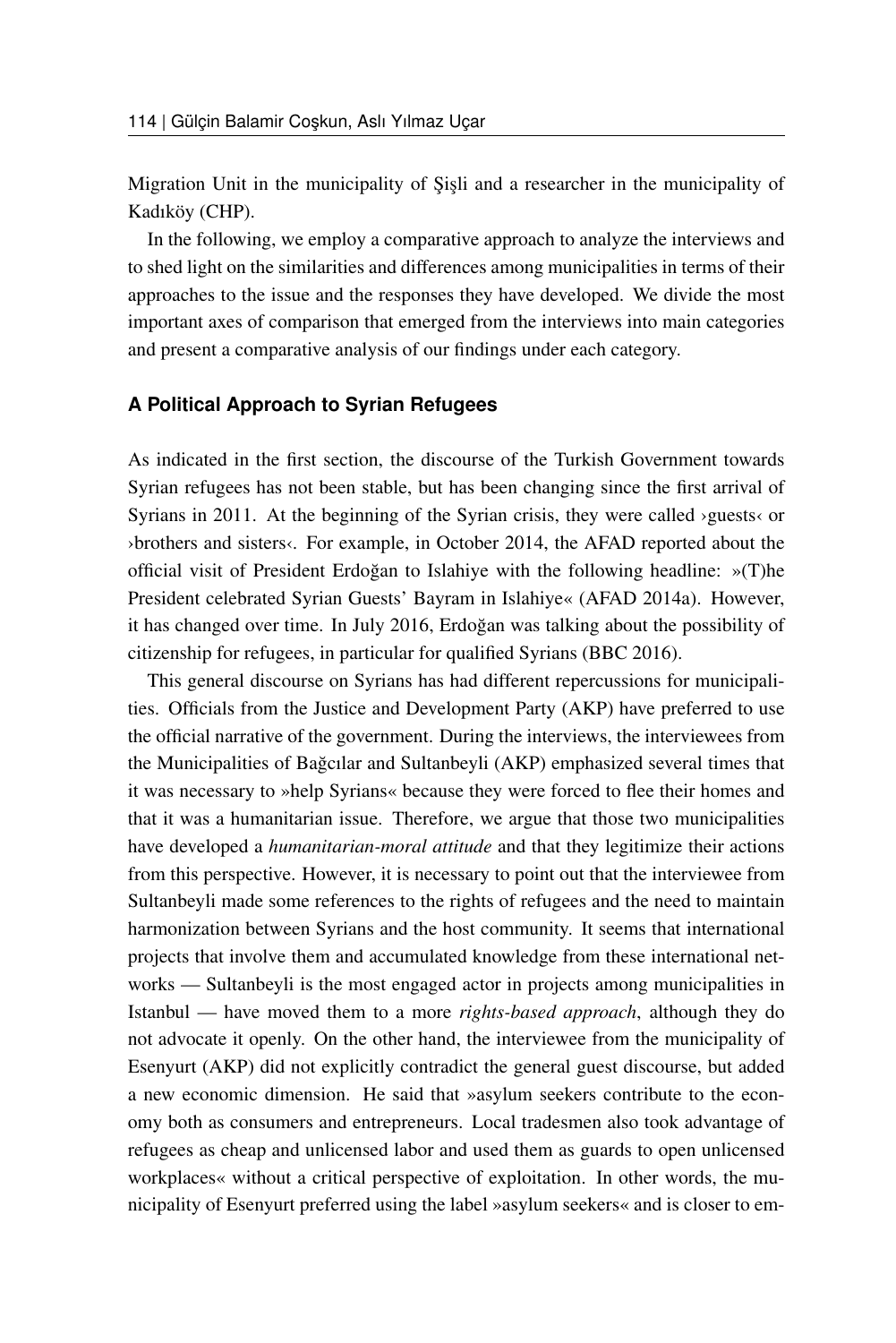Migration Unit in the municipality of Şişli and a researcher in the municipality of Kadıköy (CHP).

In the following, we employ a comparative approach to analyze the interviews and to shed light on the similarities and differences among municipalities in terms of their approaches to the issue and the responses they have developed. We divide the most important axes of comparison that emerged from the interviews into main categories and present a comparative analysis of our findings under each category.

### A Political Approach to Syrian Refugees

As indicated in the first section, the discourse of the Turkish Government towards Syrian refugees has not been stable, but has been changing since the first arrival of Syrians in 2011. At the beginning of the Syrian crisis, they were called ›guests‹ or ›brothers and sisters‹. For example, in October 2014, the AFAD reported about the official visit of President Erdoğan to Islahiye with the following headline: »(T)he President celebrated Syrian Guests' Bayram in Islahiye« (AFAD 2014a). However, it has changed over time. In July 2016, Erdoğan was talking about the possibility of citizenship for refugees, in particular for qualified Syrians (BBC 2016).

This general discourse on Syrians has had different repercussions for municipalities. Officials from the Justice and Development Party (AKP) have preferred to use the official narrative of the government. During the interviews, the interviewees from the Municipalities of Bağcılar and Sultanbeyli (AKP) emphasized several times that it was necessary to »help Syrians« because they were forced to flee their homes and that it was a humanitarian issue. Therefore, we argue that those two municipalities have developed a *humanitarian-moral attitude* and that they legitimize their actions from this perspective. However, it is necessary to point out that the interviewee from Sultanbeyli made some references to the rights of refugees and the need to maintain harmonization between Syrians and the host community. It seems that international projects that involve them and accumulated knowledge from these international networks — Sultanbeyli is the most engaged actor in projects among municipalities in Istanbul — have moved them to a more *rights-based approach*, although they do not advocate it openly. On the other hand, the interviewee from the municipality of Esenyurt (AKP) did not explicitly contradict the general guest discourse, but added a new economic dimension. He said that »asylum seekers contribute to the economy both as consumers and entrepreneurs. Local tradesmen also took advantage of refugees as cheap and unlicensed labor and used them as guards to open unlicensed workplaces« without a critical perspective of exploitation. In other words, the municipality of Esenyurt preferred using the label »asylum seekers« and is closer to em-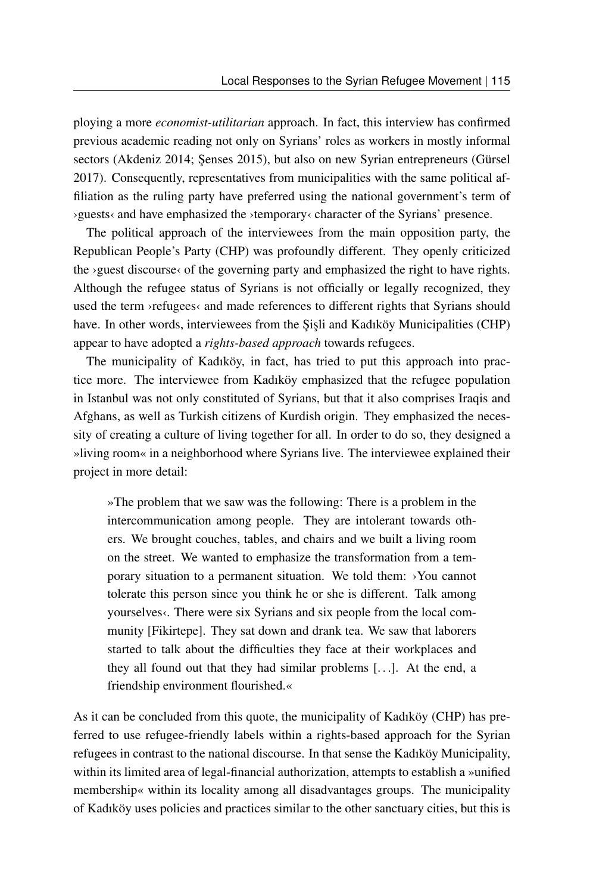ploying a more *economist-utilitarian* approach. In fact, this interview has confirmed previous academic reading not only on Syrians' roles as workers in mostly informal sectors (Akdeniz 2014; Şenses 2015), but also on new Syrian entrepreneurs (Gürsel 2017). Consequently, representatives from municipalities with the same political affiliation as the ruling party have preferred using the national government's term of ›guests‹ and have emphasized the ›temporary‹ character of the Syrians' presence.

The political approach of the interviewees from the main opposition party, the Republican People's Party (CHP) was profoundly different. They openly criticized the ›guest discourse‹ of the governing party and emphasized the right to have rights. Although the refugee status of Syrians is not officially or legally recognized, they used the term ›refugees‹ and made references to different rights that Syrians should have. In other words, interviewees from the Şişli and Kadıköy Municipalities (CHP) appear to have adopted a *rights-based approach* towards refugees.

The municipality of Kadıköy, in fact, has tried to put this approach into practice more. The interviewee from Kadıköy emphasized that the refugee population in Istanbul was not only constituted of Syrians, but that it also comprises Iraqis and Afghans, as well as Turkish citizens of Kurdish origin. They emphasized the necessity of creating a culture of living together for all. In order to do so, they designed a »living room« in a neighborhood where Syrians live. The interviewee explained their project in more detail:

> »The problem that we saw was the following: There is a problem in the intercommunication among people. They are intolerant towards others. We brought couches, tables, and chairs and we built a living room on the street. We wanted to emphasize the transformation from a temporary situation to a permanent situation. We told them: ›You cannot tolerate this person since you think he or she is different. Talk among yourselves‹. There were six Syrians and six people from the local community [Fikirtepe]. They sat down and drank tea. We saw that laborers started to talk about the difficulties they face at their workplaces and they all found out that they had similar problems [...]. At the end, a friendship environment flourished.«

As it can be concluded from this quote, the municipality of Kadıköy (CHP) has preferred to use refugee-friendly labels within a rights-based approach for the Syrian refugees in contrast to the national discourse. In that sense the Kadıköy Municipality, within its limited area of legal-financial authorization, attempts to establish a »unified membership« within its locality among all disadvantages groups. The municipality of Kadıköy uses policies and practices similar to the other sanctuary cities, but this is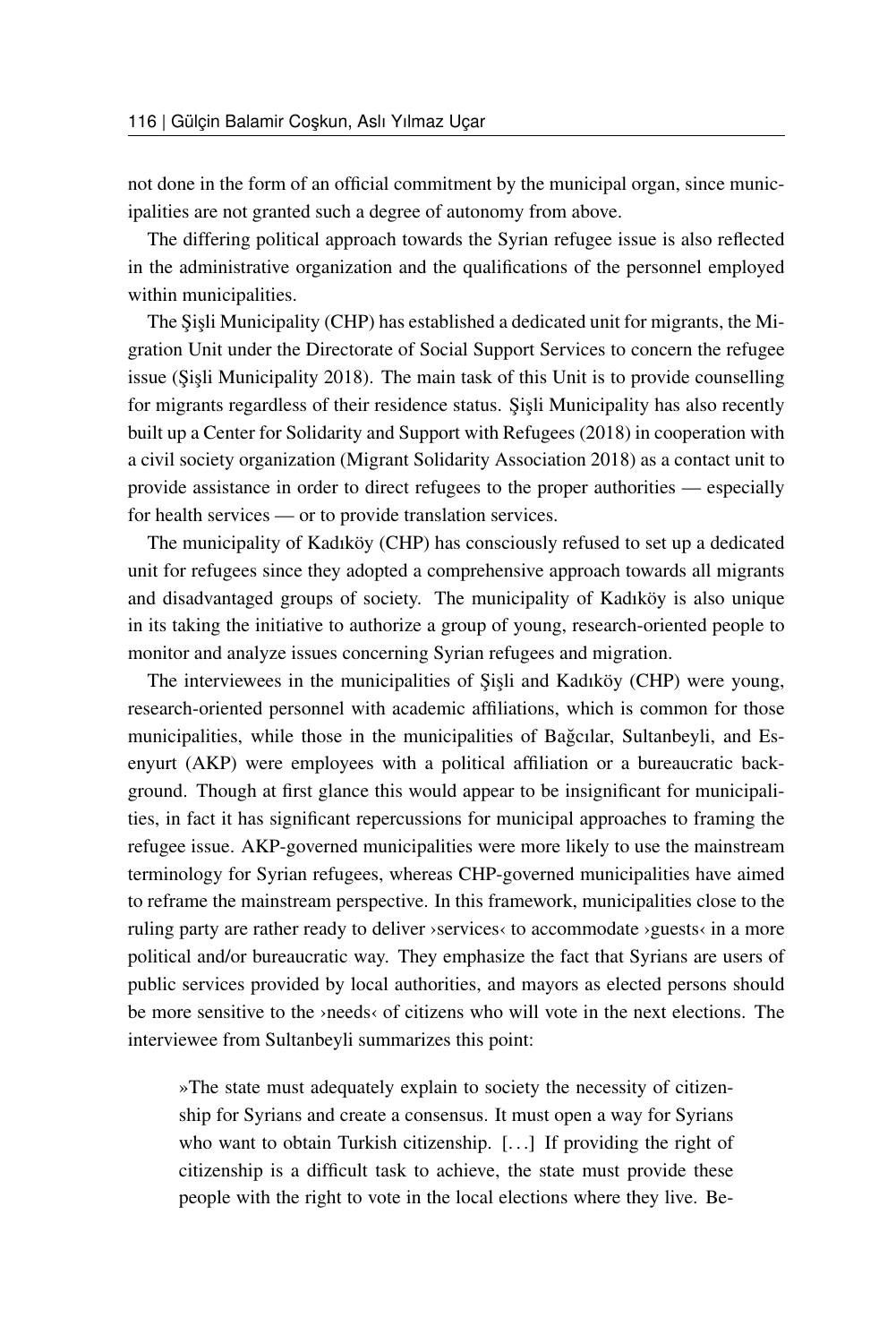not done in the form of an official commitment by the municipal organ, since municipalities are not granted such a degree of autonomy from above.

The differing political approach towards the Syrian refugee issue is also reflected in the administrative organization and the qualifications of the personnel employed within municipalities.

The Şişli Municipality (CHP) has established a dedicated unit for migrants, the Migration Unit under the Directorate of Social Support Services to concern the refugee issue (Şişli Municipality 2018). The main task of this Unit is to provide counselling for migrants regardless of their residence status. Şişli Municipality has also recently built up a Center for Solidarity and Support with Refugees (2018) in cooperation with a civil society organization (Migrant Solidarity Association 2018) as a contact unit to provide assistance in order to direct refugees to the proper authorities — especially for health services — or to provide translation services.

The municipality of Kadıköy (CHP) has consciously refused to set up a dedicated unit for refugees since they adopted a comprehensive approach towards all migrants and disadvantaged groups of society. The municipality of Kadıköy is also unique in its taking the initiative to authorize a group of young, research-oriented people to monitor and analyze issues concerning Syrian refugees and migration.

The interviewees in the municipalities of Şişli and Kadıköy (CHP) were young, research-oriented personnel with academic affiliations, which is common for those municipalities, while those in the municipalities of Bağcılar, Sultanbeyli, and Esenyurt (AKP) were employees with a political affiliation or a bureaucratic background. Though at first glance this would appear to be insignificant for municipalities, in fact it has significant repercussions for municipal approaches to framing the refugee issue. AKP-governed municipalities were more likely to use the mainstream terminology for Syrian refugees, whereas CHP-governed municipalities have aimed to reframe the mainstream perspective. In this framework, municipalities close to the ruling party are rather ready to deliver ›services‹ to accommodate ›guests‹ in a more political and/or bureaucratic way. They emphasize the fact that Syrians are users of public services provided by local authorities, and mayors as elected persons should be more sensitive to the ›needs‹ of citizens who will vote in the next elections. The interviewee from Sultanbeyli summarizes this point:

> »The state must adequately explain to society the necessity of citizenship for Syrians and create a consensus. It must open a way for Syrians who want to obtain Turkish citizenship. […] If providing the right of citizenship is a difficult task to achieve, the state must provide these people with the right to vote in the local elections where they live. Be-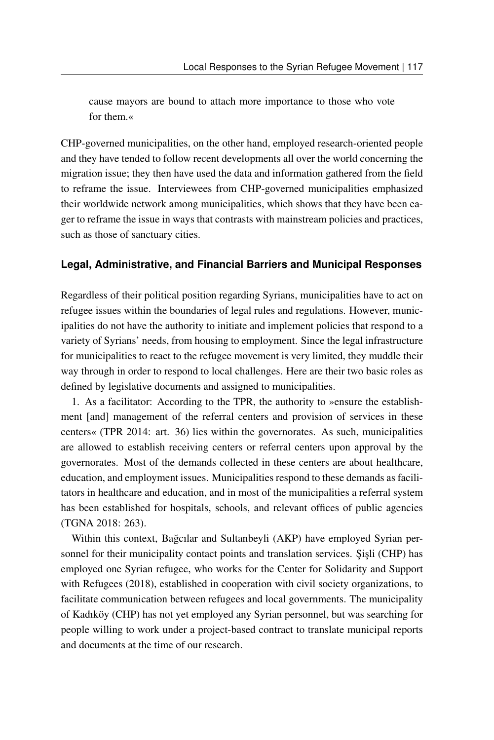cause mayors are bound to attach more importance to those who vote for them.«

CHP-governed municipalities, on the other hand, employed research-oriented people and they have tended to follow recent developments all over the world concerning the migration issue; they then have used the data and information gathered from the field to reframe the issue. Interviewees from CHP-governed municipalities emphasized their worldwide network among municipalities, which shows that they have been eager to reframe the issue in ways that contrasts with mainstream policies and practices, such as those of sanctuary cities.

### Legal, Administrative, and Financial Barriers and Municipal Responses

Regardless of their political position regarding Syrians, municipalities have to act on refugee issues within the boundaries of legal rules and regulations. However, municipalities do not have the authority to initiate and implement policies that respond to a variety of Syrians' needs, from housing to employment. Since the legal infrastructure for municipalities to react to the refugee movement is very limited, they muddle their way through in order to respond to local challenges. Here are their two basic roles as defined by legislative documents and assigned to municipalities.

1. As a facilitator: According to the TPR, the authority to »ensure the establishment [and] management of the referral centers and provision of services in these centers« (TPR 2014: art. 36) lies within the governorates. As such, municipalities are allowed to establish receiving centers or referral centers upon approval by the governorates. Most of the demands collected in these centers are about healthcare, education, and employment issues. Municipalities respond to these demands as facilitators in healthcare and education, and in most of the municipalities a referral system has been established for hospitals, schools, and relevant offices of public agencies (TGNA 2018: 263).

Within this context, Bağcılar and Sultanbeyli (AKP) have employed Syrian personnel for their municipality contact points and translation services. Şişli (CHP) has employed one Syrian refugee, who works for the Center for Solidarity and Support with Refugees (2018), established in cooperation with civil society organizations, to facilitate communication between refugees and local governments. The municipality of Kadıköy (CHP) has not yet employed any Syrian personnel, but was searching for people willing to work under a project-based contract to translate municipal reports and documents at the time of our research.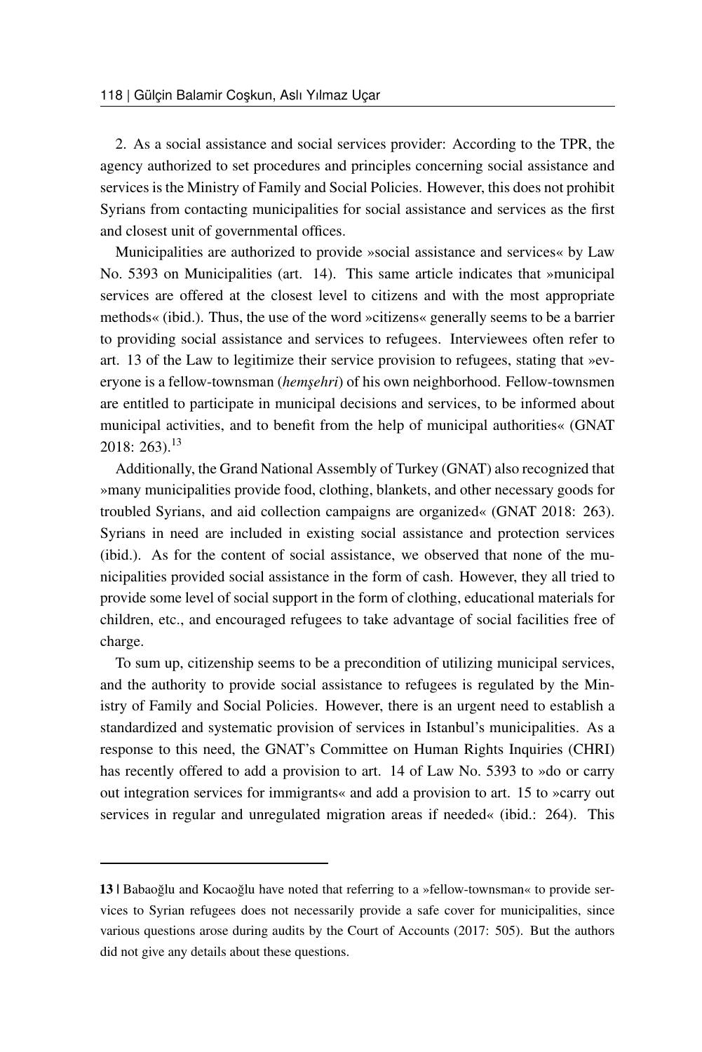2. As a social assistance and social services provider: According to the TPR, the agency authorized to set procedures and principles concerning social assistance and services is the Ministry of Family and Social Policies. However, this does not prohibit Syrians from contacting municipalities for social assistance and services as the first and closest unit of governmental offices.

Municipalities are authorized to provide »social assistance and services« by Law No. 5393 on Municipalities (art. 14). This same article indicates that »municipal services are offered at the closest level to citizens and with the most appropriate methods« (ibid.). Thus, the use of the word »citizens« generally seems to be a barrier to providing social assistance and services to refugees. Interviewees often refer to art. 13 of the Law to legitimize their service provision to refugees, stating that »everyone is a fellow-townsman (*hemşehri*) of his own neighborhood. Fellow-townsmen are entitled to participate in municipal decisions and services, to be informed about municipal activities, and to benefit from the help of municipal authorities« (GNAT 2018: 263).[13]

Additionally, the Grand National Assembly of Turkey (GNAT) also recognized that »many municipalities provide food, clothing, blankets, and other necessary goods for troubled Syrians, and aid collection campaigns are organized« (GNAT 2018: 263). Syrians in need are included in existing social assistance and protection services (ibid.). As for the content of social assistance, we observed that none of the municipalities provided social assistance in the form of cash. However, they all tried to provide some level of social support in the form of clothing, educational materials for children, etc., and encouraged refugees to take advantage of social facilities free of charge.

To sum up, citizenship seems to be a precondition of utilizing municipal services, and the authority to provide social assistance to refugees is regulated by the Ministry of Family and Social Policies. However, there is an urgent need to establish a standardized and systematic provision of services in Istanbul's municipalities. As a response to this need, the GNAT's Committee on Human Rights Inquiries (CHRI) has recently offered to add a provision to art. 14 of Law No. 5393 to »do or carry out integration services for immigrants« and add a provision to art. 15 to »carry out services in regular and unregulated migration areas if needed« (ibid.: 264). This

---

**13 |** Babaoğlu and Kocaoğlu have noted that referring to a »fellow-townsman« to provide services to Syrian refugees does not necessarily provide a safe cover for municipalities, since various questions arose during audits by the Court of Accounts (2017: 505). But the authors did not give any details about these questions.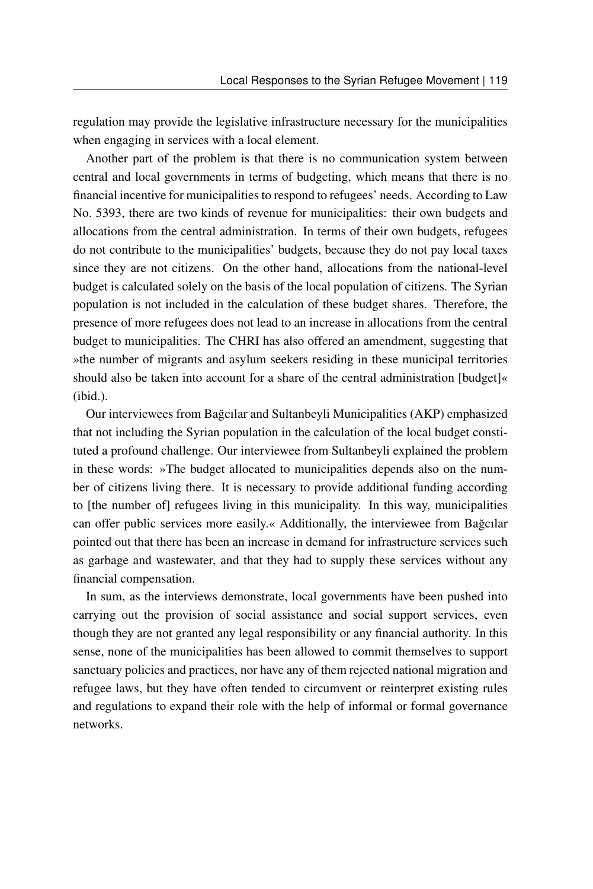regulation may provide the legislative infrastructure necessary for the municipalities when engaging in services with a local element.

Another part of the problem is that there is no communication system between central and local governments in terms of budgeting, which means that there is no financial incentive for municipalities to respond to refugees' needs. According to Law No. 5393, there are two kinds of revenue for municipalities: their own budgets and allocations from the central administration. In terms of their own budgets, refugees do not contribute to the municipalities' budgets, because they do not pay local taxes since they are not citizens. On the other hand, allocations from the national-level budget is calculated solely on the basis of the local population of citizens. The Syrian population is not included in the calculation of these budget shares. Therefore, the presence of more refugees does not lead to an increase in allocations from the central budget to municipalities. The CHRI has also offered an amendment, suggesting that »the number of migrants and asylum seekers residing in these municipal territories should also be taken into account for a share of the central administration [budget]« (ibid.).

Our interviewees from Bağcılar and Sultanbeyli Municipalities (AKP) emphasized that not including the Syrian population in the calculation of the local budget constituted a profound challenge. Our interviewee from Sultanbeyli explained the problem in these words: »The budget allocated to municipalities depends also on the number of citizens living there. It is necessary to provide additional funding according to [the number of] refugees living in this municipality. In this way, municipalities can offer public services more easily.« Additionally, the interviewee from Bağcılar pointed out that there has been an increase in demand for infrastructure services such as garbage and wastewater, and that they had to supply these services without any financial compensation.

In sum, as the interviews demonstrate, local governments have been pushed into carrying out the provision of social assistance and social support services, even though they are not granted any legal responsibility or any financial authority. In this sense, none of the municipalities has been allowed to commit themselves to support sanctuary policies and practices, nor have any of them rejected national migration and refugee laws, but they have often tended to circumvent or reinterpret existing rules and regulations to expand their role with the help of informal or formal governance networks.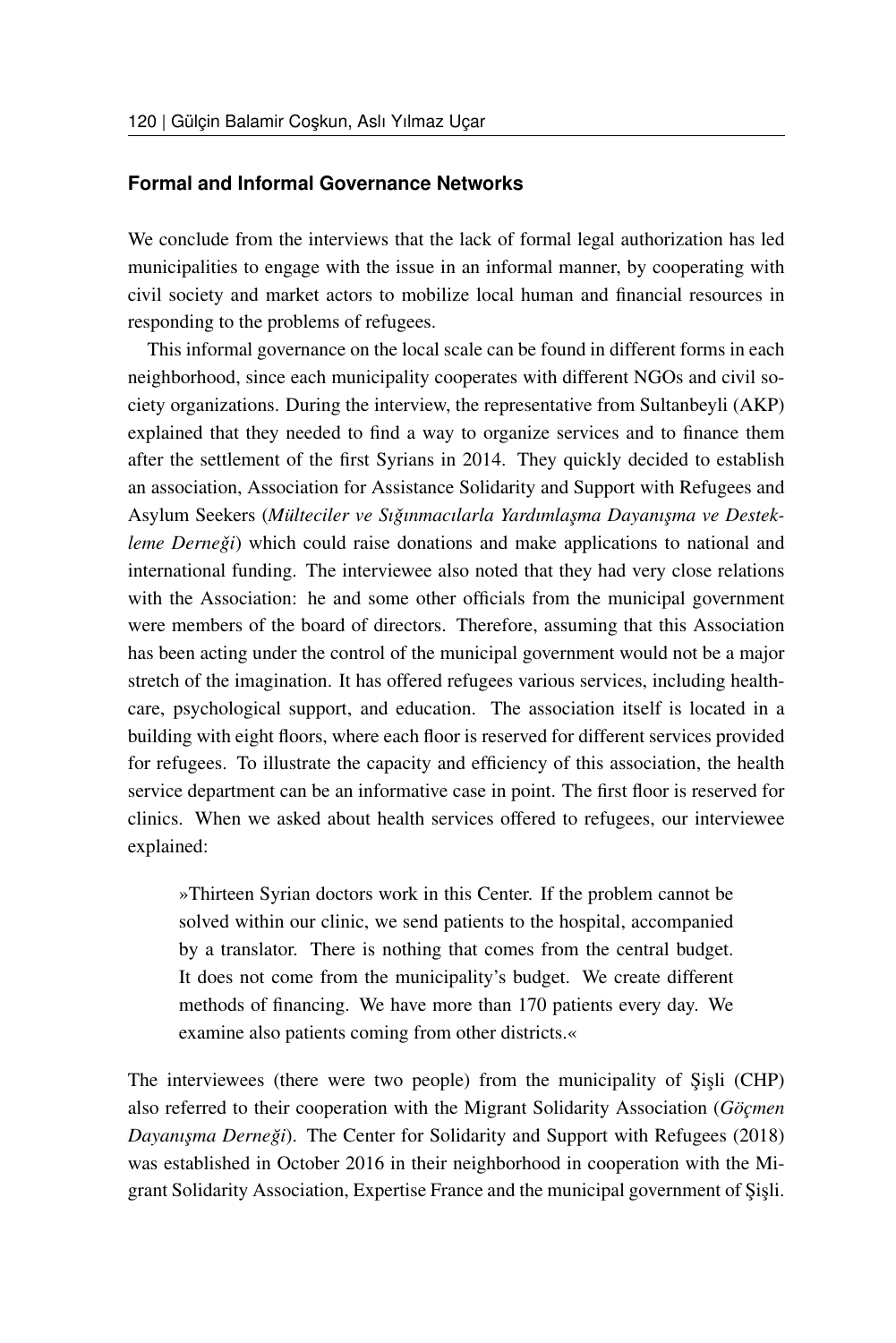### Formal and Informal Governance Networks

We conclude from the interviews that the lack of formal legal authorization has led municipalities to engage with the issue in an informal manner, by cooperating with civil society and market actors to mobilize local human and financial resources in responding to the problems of refugees.

This informal governance on the local scale can be found in different forms in each neighborhood, since each municipality cooperates with different NGOs and civil society organizations. During the interview, the representative from Sultanbeyli (AKP) explained that they needed to find a way to organize services and to finance them after the settlement of the first Syrians in 2014. They quickly decided to establish an association, Association for Assistance Solidarity and Support with Refugees and Asylum Seekers (*Mülteciler ve Sığınmacılarla Yardımlaşma Dayanışma ve Destekleme Derneği*) which could raise donations and make applications to national and international funding. The interviewee also noted that they had very close relations with the Association: he and some other officials from the municipal government were members of the board of directors. Therefore, assuming that this Association has been acting under the control of the municipal government would not be a major stretch of the imagination. It has offered refugees various services, including healthcare, psychological support, and education. The association itself is located in a building with eight floors, where each floor is reserved for different services provided for refugees. To illustrate the capacity and efficiency of this association, the health service department can be an informative case in point. The first floor is reserved for clinics. When we asked about health services offered to refugees, our interviewee explained:

> »Thirteen Syrian doctors work in this Center. If the problem cannot be solved within our clinic, we send patients to the hospital, accompanied by a translator. There is nothing that comes from the central budget. It does not come from the municipality's budget. We create different methods of financing. We have more than 170 patients every day. We examine also patients coming from other districts.«

The interviewees (there were two people) from the municipality of Şişli (CHP) also referred to their cooperation with the Migrant Solidarity Association (*Göçmen Dayanışma Derneği*). The Center for Solidarity and Support with Refugees (2018) was established in October 2016 in their neighborhood in cooperation with the Migrant Solidarity Association, Expertise France and the municipal government of Şişli.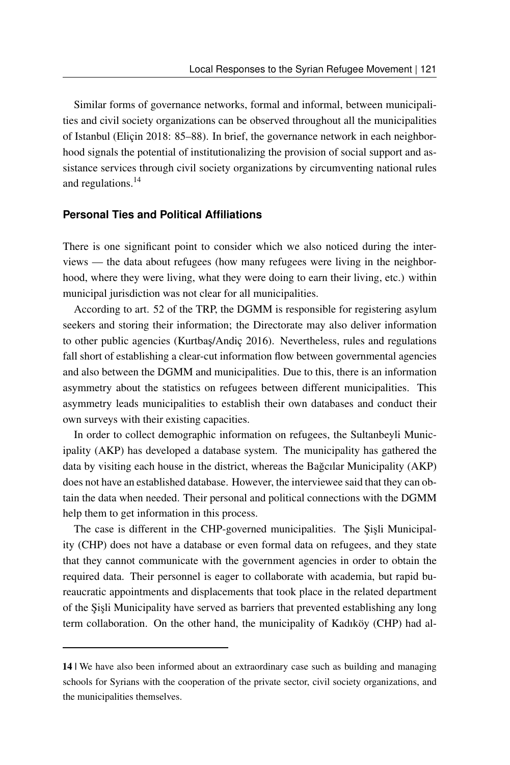Similar forms of governance networks, formal and informal, between municipalities and civil society organizations can be observed throughout all the municipalities of Istanbul (Eliçin 2018: 85–88). In brief, the governance network in each neighborhood signals the potential of institutionalizing the provision of social support and assistance services through civil society organizations by circumventing national rules and regulations.[14]

### Personal Ties and Political Affiliations

There is one significant point to consider which we also noticed during the interviews — the data about refugees (how many refugees were living in the neighborhood, where they were living, what they were doing to earn their living, etc.) within municipal jurisdiction was not clear for all municipalities.

According to art. 52 of the TRP, the DGMM is responsible for registering asylum seekers and storing their information; the Directorate may also deliver information to other public agencies (Kurtbaş/Andiç 2016). Nevertheless, rules and regulations fall short of establishing a clear-cut information flow between governmental agencies and also between the DGMM and municipalities. Due to this, there is an information asymmetry about the statistics on refugees between different municipalities. This asymmetry leads municipalities to establish their own databases and conduct their own surveys with their existing capacities.

In order to collect demographic information on refugees, the Sultanbeyli Municipality (AKP) has developed a database system. The municipality has gathered the data by visiting each house in the district, whereas the Bağcılar Municipality (AKP) does not have an established database. However, the interviewee said that they can obtain the data when needed. Their personal and political connections with the DGMM help them to get information in this process.

The case is different in the CHP-governed municipalities. The Şişli Municipality (CHP) does not have a database or even formal data on refugees, and they state that they cannot communicate with the government agencies in order to obtain the required data. Their personnel is eager to collaborate with academia, but rapid bureaucratic appointments and displacements that took place in the related department of the Şişli Municipality have served as barriers that prevented establishing any long term collaboration. On the other hand, the municipality of Kadıköy (CHP) had al-

**14** | We have also been informed about an extraordinary case such as building and managing schools for Syrians with the cooperation of the private sector, civil society organizations, and the municipalities themselves.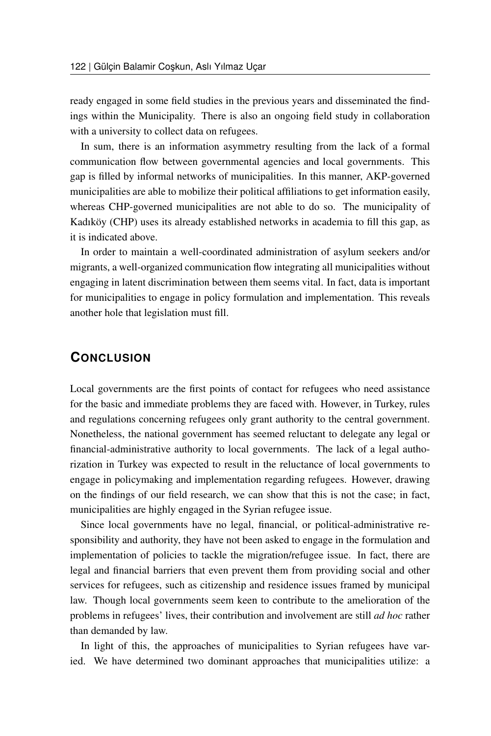ready engaged in some field studies in the previous years and disseminated the findings within the Municipality. There is also an ongoing field study in collaboration with a university to collect data on refugees.

In sum, there is an information asymmetry resulting from the lack of a formal communication flow between governmental agencies and local governments. This gap is filled by informal networks of municipalities. In this manner, AKP-governed municipalities are able to mobilize their political affiliations to get information easily, whereas CHP-governed municipalities are not able to do so. The municipality of Kadıköy (CHP) uses its already established networks in academia to fill this gap, as it is indicated above.

In order to maintain a well-coordinated administration of asylum seekers and/or migrants, a well-organized communication flow integrating all municipalities without engaging in latent discrimination between them seems vital. In fact, data is important for municipalities to engage in policy formulation and implementation. This reveals another hole that legislation must fill.

## CONCLUSION

Local governments are the first points of contact for refugees who need assistance for the basic and immediate problems they are faced with. However, in Turkey, rules and regulations concerning refugees only grant authority to the central government. Nonetheless, the national government has seemed reluctant to delegate any legal or financial-administrative authority to local governments. The lack of a legal authorization in Turkey was expected to result in the reluctance of local governments to engage in policymaking and implementation regarding refugees. However, drawing on the findings of our field research, we can show that this is not the case; in fact, municipalities are highly engaged in the Syrian refugee issue.

Since local governments have no legal, financial, or political-administrative responsibility and authority, they have not been asked to engage in the formulation and implementation of policies to tackle the migration/refugee issue. In fact, there are legal and financial barriers that even prevent them from providing social and other services for refugees, such as citizenship and residence issues framed by municipal law. Though local governments seem keen to contribute to the amelioration of the problems in refugees' lives, their contribution and involvement are still *ad hoc* rather than demanded by law.

In light of this, the approaches of municipalities to Syrian refugees have varied. We have determined two dominant approaches that municipalities utilize: a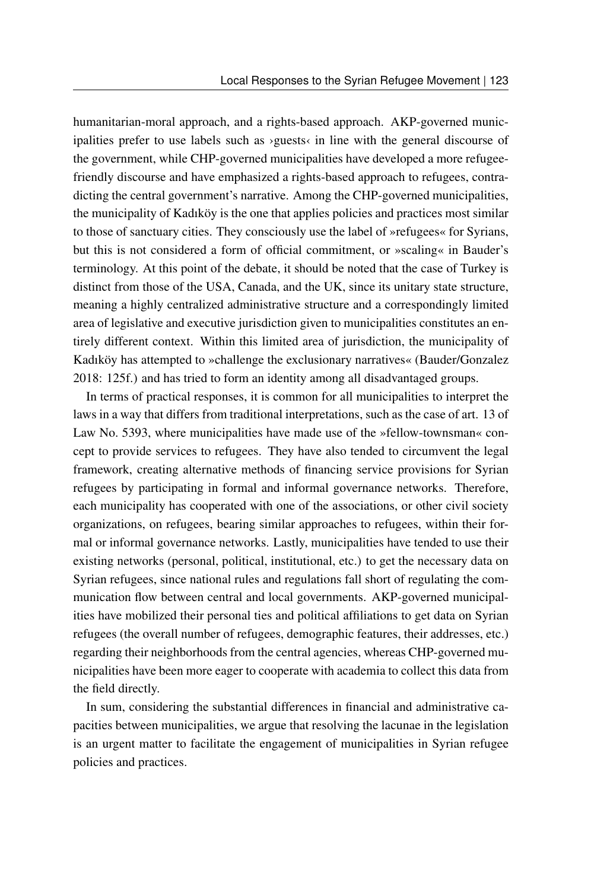humanitarian-moral approach, and a rights-based approach. AKP-governed municipalities prefer to use labels such as ›guests‹ in line with the general discourse of the government, while CHP-governed municipalities have developed a more refugee-friendly discourse and have emphasized a rights-based approach to refugees, contradicting the central government's narrative. Among the CHP-governed municipalities, the municipality of Kadıköy is the one that applies policies and practices most similar to those of sanctuary cities. They consciously use the label of »refugees« for Syrians, but this is not considered a form of official commitment, or »scaling« in Bauder's terminology. At this point of the debate, it should be noted that the case of Turkey is distinct from those of the USA, Canada, and the UK, since its unitary state structure, meaning a highly centralized administrative structure and a correspondingly limited area of legislative and executive jurisdiction given to municipalities constitutes an entirely different context. Within this limited area of jurisdiction, the municipality of Kadıköy has attempted to »challenge the exclusionary narratives« (Bauder/Gonzalez 2018: 125f.) and has tried to form an identity among all disadvantaged groups.

In terms of practical responses, it is common for all municipalities to interpret the laws in a way that differs from traditional interpretations, such as the case of art. 13 of Law No. 5393, where municipalities have made use of the »fellow-townsman« concept to provide services to refugees. They have also tended to circumvent the legal framework, creating alternative methods of financing service provisions for Syrian refugees by participating in formal and informal governance networks. Therefore, each municipality has cooperated with one of the associations, or other civil society organizations, on refugees, bearing similar approaches to refugees, within their formal or informal governance networks. Lastly, municipalities have tended to use their existing networks (personal, political, institutional, etc.) to get the necessary data on Syrian refugees, since national rules and regulations fall short of regulating the communication flow between central and local governments. AKP-governed municipalities have mobilized their personal ties and political affiliations to get data on Syrian refugees (the overall number of refugees, demographic features, their addresses, etc.) regarding their neighborhoods from the central agencies, whereas CHP-governed municipalities have been more eager to cooperate with academia to collect this data from the field directly.

In sum, considering the substantial differences in financial and administrative capacities between municipalities, we argue that resolving the lacunae in the legislation is an urgent matter to facilitate the engagement of municipalities in Syrian refugee policies and practices.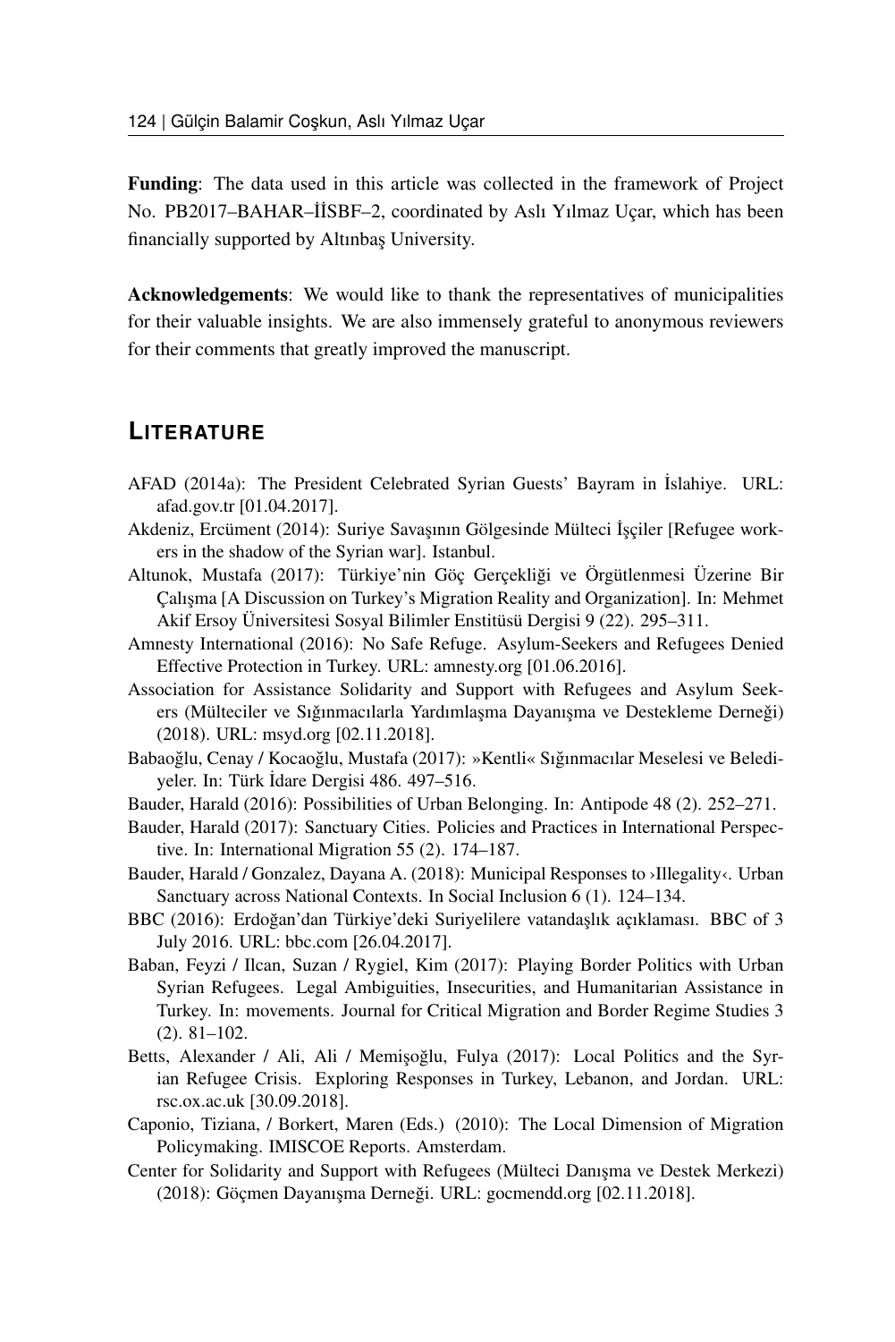**Funding**: The data used in this article was collected in the framework of Project No. PB2017–BAHAR–İİSBF–2, coordinated by Aslı Yılmaz Uçar, which has been financially supported by Altınbaş University.

**Acknowledgements**: We would like to thank the representatives of municipalities for their valuable insights. We are also immensely grateful to anonymous reviewers for their comments that greatly improved the manuscript.

## LITERATURE

AFAD (2014a): The President Celebrated Syrian Guests' Bayram in İslahiye. URL: afad.gov.tr [01.04.2017].

Akdeniz, Ercüment (2014): Suriye Savaşının Gölgesinde Mülteci İşçiler [Refugee workers in the shadow of the Syrian war]. Istanbul.

Altunok, Mustafa (2017): Türkiye'nin Göç Gerçekliği ve Örgütlenmesi Üzerine Bir Çalışma [A Discussion on Turkey's Migration Reality and Organization]. In: Mehmet Akif Ersoy Üniversitesi Sosyal Bilimler Enstitüsü Dergisi 9 (22). 295–311.

Amnesty International (2016): No Safe Refuge. Asylum-Seekers and Refugees Denied Effective Protection in Turkey. URL: amnesty.org [01.06.2016].

Association for Assistance Solidarity and Support with Refugees and Asylum Seekers (Mülteciler ve Sığınmacılarla Yardımlaşma Dayanışma ve Destekleme Derneği) (2018). URL: msyd.org [02.11.2018].

Babaoğlu, Cenay / Kocaoğlu, Mustafa (2017): »Kentli« Sığınmacılar Meselesi ve Belediyeler. In: Türk İdare Dergisi 486. 497–516.

Bauder, Harald (2016): Possibilities of Urban Belonging. In: Antipode 48 (2). 252–271.

Bauder, Harald (2017): Sanctuary Cities. Policies and Practices in International Perspective. In: International Migration 55 (2). 174–187.

Bauder, Harald / Gonzalez, Dayana A. (2018): Municipal Responses to ›Illegality‹. Urban Sanctuary across National Contexts. In Social Inclusion 6 (1). 124–134.

BBC (2016): Erdoğan'dan Türkiye'deki Suriyelilere vatandaşlık açıklaması. BBC of 3 July 2016. URL: bbc.com [26.04.2017].

Baban, Feyzi / Ilcan, Suzan / Rygiel, Kim (2017): Playing Border Politics with Urban Syrian Refugees. Legal Ambiguities, Insecurities, and Humanitarian Assistance in Turkey. In: movements. Journal for Critical Migration and Border Regime Studies 3 (2). 81–102.

Betts, Alexander / Ali, Ali / Memişoğlu, Fulya (2017): Local Politics and the Syrian Refugee Crisis. Exploring Responses in Turkey, Lebanon, and Jordan. URL: rsc.ox.ac.uk [30.09.2018].

Caponio, Tiziana, / Borkert, Maren (Eds.) (2010): The Local Dimension of Migration Policymaking. IMISCOE Reports. Amsterdam.

Center for Solidarity and Support with Refugees (Mülteci Danışma ve Destek Merkezi) (2018): Göçmen Dayanışma Derneği. URL: gocmendd.org [02.11.2018].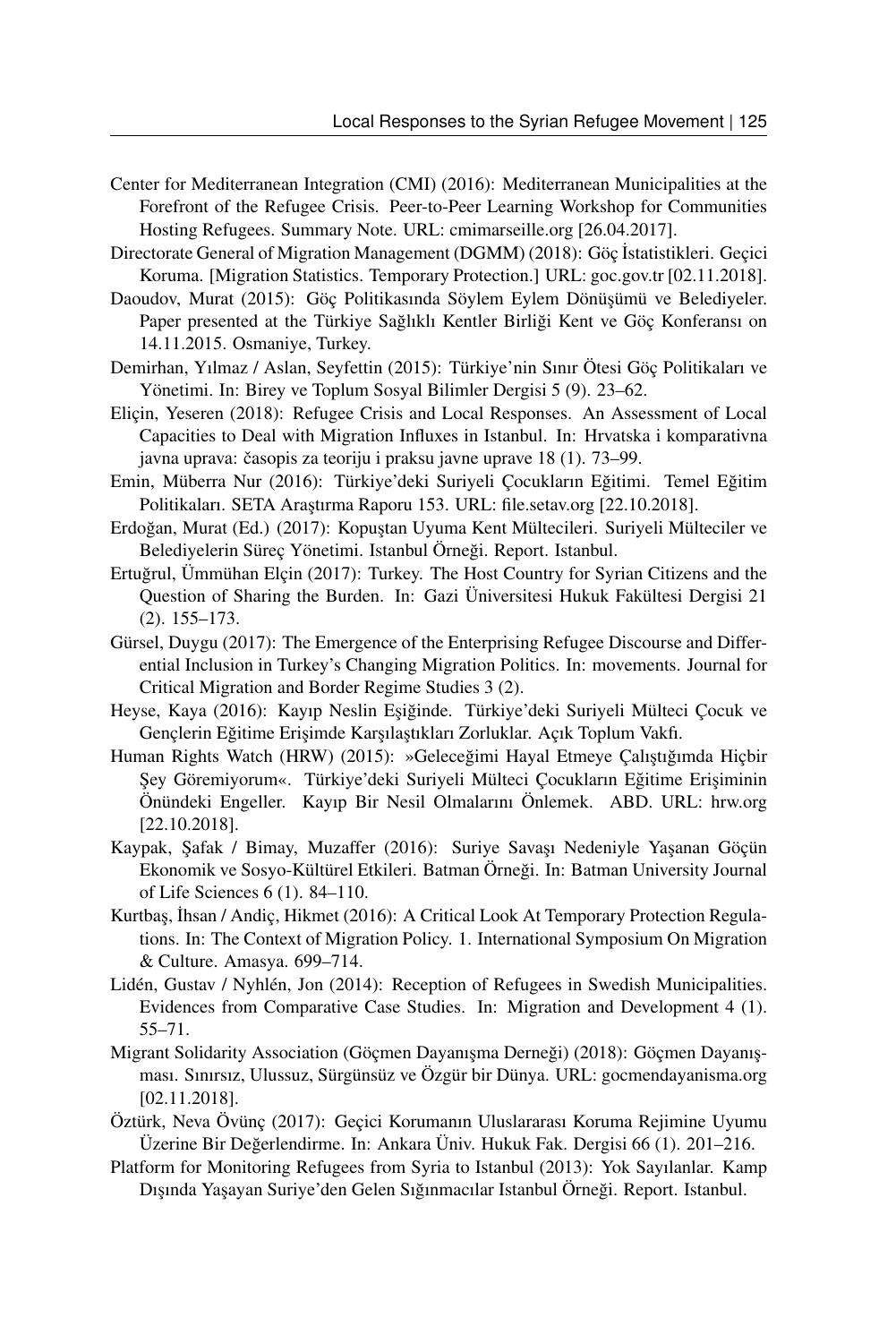Center for Mediterranean Integration (CMI) (2016): Mediterranean Municipalities at the Forefront of the Refugee Crisis. Peer-to-Peer Learning Workshop for Communities Hosting Refugees. Summary Note. URL: cmimarseille.org [26.04.2017].

Directorate General of Migration Management (DGMM) (2018): Göç İstatistikleri. Geçici Koruma. [Migration Statistics. Temporary Protection.] URL: goc.gov.tr [02.11.2018].

Daoudov, Murat (2015): Göç Politikasında Söylem Eylem Dönüşümü ve Belediyeler. Paper presented at the Türkiye Sağlıklı Kentler Birliği Kent ve Göç Konferansı on 14.11.2015. Osmaniye, Turkey.

Demirhan, Yılmaz / Aslan, Seyfettin (2015): Türkiye'nin Sınır Ötesi Göç Politikaları ve Yönetimi. In: Birey ve Toplum Sosyal Bilimler Dergisi 5 (9). 23–62.

Eliçin, Yeseren (2018): Refugee Crisis and Local Responses. An Assessment of Local Capacities to Deal with Migration Influxes in Istanbul. In: Hrvatska i komparativna javna uprava: časopis za teoriju i praksu javne uprave 18 (1). 73–99.

Emin, Müberra Nur (2016): Türkiye'deki Suriyeli Çocukların Eğitimi. Temel Eğitim Politikaları. SETA Araştırma Raporu 153. URL: file.setav.org [22.10.2018].

Erdoğan, Murat (Ed.) (2017): Kopuştan Uyuma Kent Mültecileri. Suriyeli Mülteciler ve Belediyelerin Süreç Yönetimi. Istanbul Örneği. Report. Istanbul.

Ertuğrul, Ümmühan Elçin (2017): Turkey. The Host Country for Syrian Citizens and the Question of Sharing the Burden. In: Gazi Üniversitesi Hukuk Fakültesi Dergisi 21 (2). 155–173.

Gürsel, Duygu (2017): The Emergence of the Enterprising Refugee Discourse and Differential Inclusion in Turkey's Changing Migration Politics. In: movements. Journal for Critical Migration and Border Regime Studies 3 (2).

Heyse, Kaya (2016): Kayıp Neslin Eşiğinde. Türkiye'deki Suriyeli Mülteci Çocuk ve Gençlerin Eğitime Erişimde Karşılaştıkları Zorluklar. Açık Toplum Vakfı.

Human Rights Watch (HRW) (2015): »Geleceğimi Hayal Etmeye Çalıştığımda Hiçbir Şey Göremiyorum«. Türkiye'deki Suriyeli Mülteci Çocukların Eğitime Erişiminin Önündeki Engeller. Kayıp Bir Nesil Olmalarını Önlemek. ABD. URL: hrw.org [22.10.2018].

Kaypak, Şafak / Bimay, Muzaffer (2016): Suriye Savaşı Nedeniyle Yaşanan Göçün Ekonomik ve Sosyo-Kültürel Etkileri. Batman Örneği. In: Batman University Journal of Life Sciences 6 (1). 84–110.

Kurtbaş, İhsan / Andiç, Hikmet (2016): A Critical Look At Temporary Protection Regulations. In: The Context of Migration Policy. 1. International Symposium On Migration & Culture. Amasya. 699–714.

Lidén, Gustav / Nyhlén, Jon (2014): Reception of Refugees in Swedish Municipalities. Evidences from Comparative Case Studies. In: Migration and Development 4 (1). 55–71.

Migrant Solidarity Association (Göçmen Dayanışma Derneği) (2018): Göçmen Dayanışması. Sınırsız, Ulussuz, Sürgünsüz ve Özgür bir Dünya. URL: gocmendayanisma.org [02.11.2018].

Öztürk, Neva Övünç (2017): Geçici Korumanın Uluslararası Koruma Rejimine Uyumu Üzerine Bir Değerlendirme. In: Ankara Üniv. Hukuk Fak. Dergisi 66 (1). 201–216.

Platform for Monitoring Refugees from Syria to Istanbul (2013): Yok Sayılanlar. Kamp Dışında Yaşayan Suriye'den Gelen Sığınmacılar Istanbul Örneği. Report. Istanbul.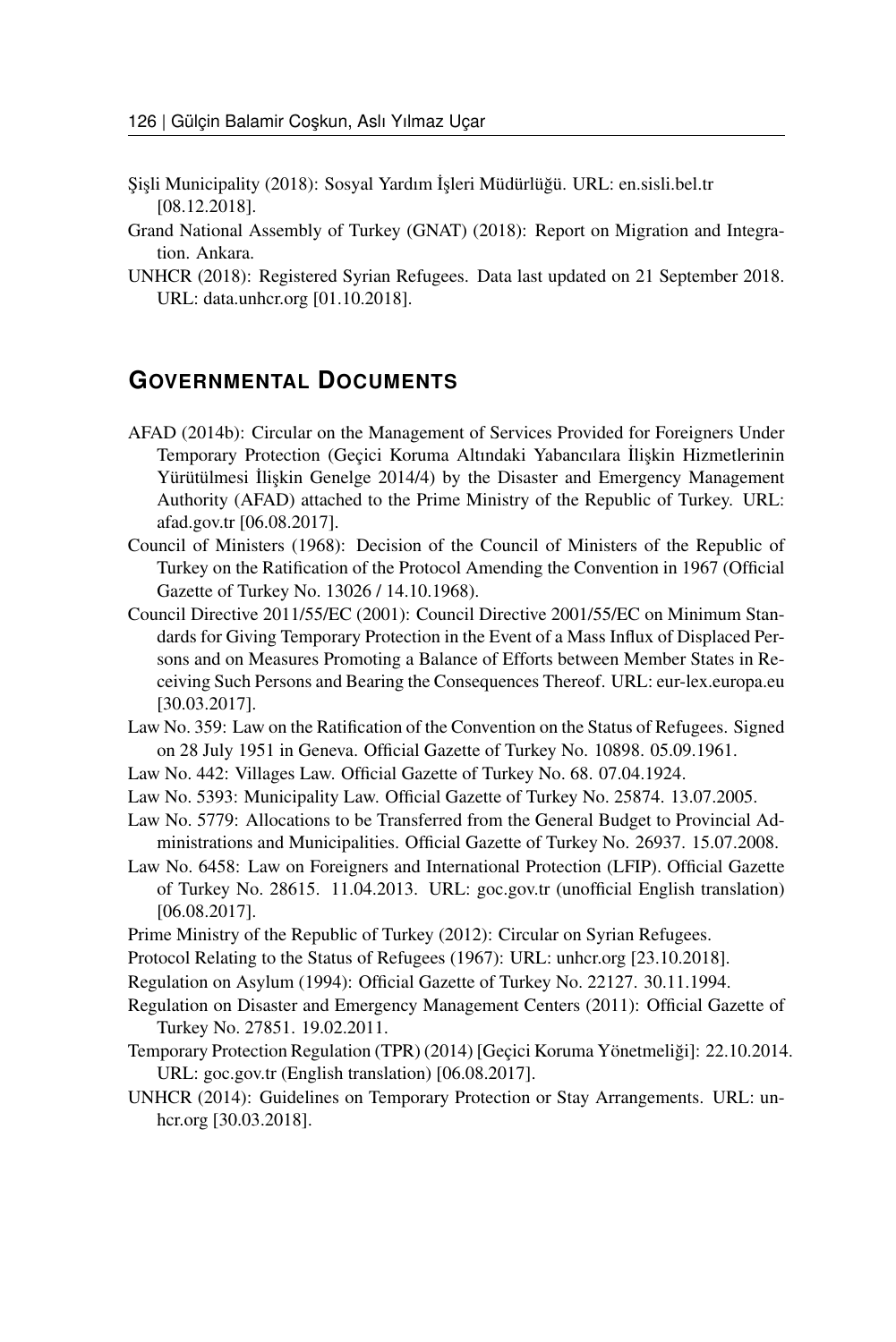Şişli Municipality (2018): Sosyal Yardım İşleri Müdürlüğü. URL: en.sisli.bel.tr [08.12.2018].

Grand National Assembly of Turkey (GNAT) (2018): Report on Migration and Integration. Ankara.

UNHCR (2018): Registered Syrian Refugees. Data last updated on 21 September 2018. URL: data.unhcr.org [01.10.2018].

## Governmental Documents

AFAD (2014b): Circular on the Management of Services Provided for Foreigners Under Temporary Protection (Geçici Koruma Altındaki Yabancılara İlişkin Hizmetlerinin Yürütülmesi İlişkin Genelge 2014/4) by the Disaster and Emergency Management Authority (AFAD) attached to the Prime Ministry of the Republic of Turkey. URL: afad.gov.tr [06.08.2017].

Council of Ministers (1968): Decision of the Council of Ministers of the Republic of Turkey on the Ratification of the Protocol Amending the Convention in 1967 (Official Gazette of Turkey No. 13026 / 14.10.1968).

Council Directive 2011/55/EC (2001): Council Directive 2001/55/EC on Minimum Standards for Giving Temporary Protection in the Event of a Mass Influx of Displaced Persons and on Measures Promoting a Balance of Efforts between Member States in Receiving Such Persons and Bearing the Consequences Thereof. URL: eur-lex.europa.eu [30.03.2017].

Law No. 359: Law on the Ratification of the Convention on the Status of Refugees. Signed on 28 July 1951 in Geneva. Official Gazette of Turkey No. 10898. 05.09.1961.

Law No. 442: Villages Law. Official Gazette of Turkey No. 68. 07.04.1924.

Law No. 5393: Municipality Law. Official Gazette of Turkey No. 25874. 13.07.2005.

Law No. 5779: Allocations to be Transferred from the General Budget to Provincial Administrations and Municipalities. Official Gazette of Turkey No. 26937. 15.07.2008.

Law No. 6458: Law on Foreigners and International Protection (LFIP). Official Gazette of Turkey No. 28615. 11.04.2013. URL: goc.gov.tr (unofficial English translation) [06.08.2017].

Prime Ministry of the Republic of Turkey (2012): Circular on Syrian Refugees.

Protocol Relating to the Status of Refugees (1967): URL: unhcr.org [23.10.2018].

Regulation on Asylum (1994): Official Gazette of Turkey No. 22127. 30.11.1994.

Regulation on Disaster and Emergency Management Centers (2011): Official Gazette of Turkey No. 27851. 19.02.2011.

Temporary Protection Regulation (TPR) (2014) [Geçici Koruma Yönetmeliği]: 22.10.2014. URL: goc.gov.tr (English translation) [06.08.2017].

UNHCR (2014): Guidelines on Temporary Protection or Stay Arrangements. URL: unhcr.org [30.03.2018].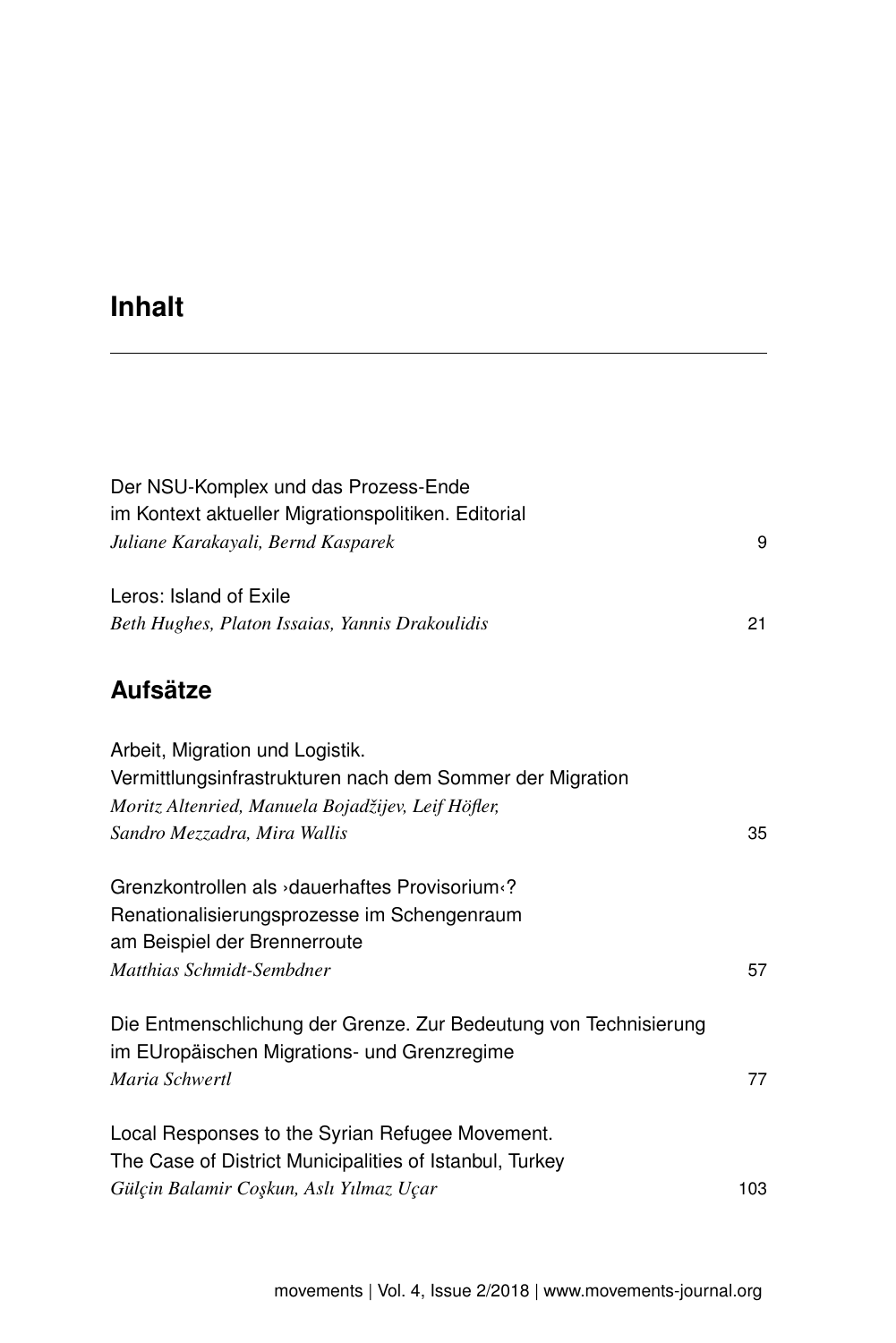# Inhalt

Der NSU-Komplex und das Prozess-Ende
im Kontext aktueller Migrationspolitiken. Editorial
*Juliane Karakayali, Bernd Kasparek* 9

Leros: Island of Exile
*Beth Hughes, Platon Issaias, Yannis Drakoulidis* 21

## Aufsätze

Arbeit, Migration und Logistik.
Vermittlungsinfrastrukturen nach dem Sommer der Migration
*Moritz Altenried, Manuela Bojadžijev, Leif Höfler,*
*Sandro Mezzadra, Mira Wallis* 35

Grenzkontrollen als ›dauerhaftes Provisorium‹?
Renationalisierungsprozesse im Schengenraum
am Beispiel der Brennerroute
*Matthias Schmidt-Sembdner* 57

Die Entmenschlichung der Grenze. Zur Bedeutung von Technisierung
im EUropäischen Migrations- und Grenzregime
*Maria Schwertl* 77

Local Responses to the Syrian Refugee Movement.
The Case of District Municipalities of Istanbul, Turkey
*Gülçin Balamir Coşkun, Aslı Yılmaz Uçar* 103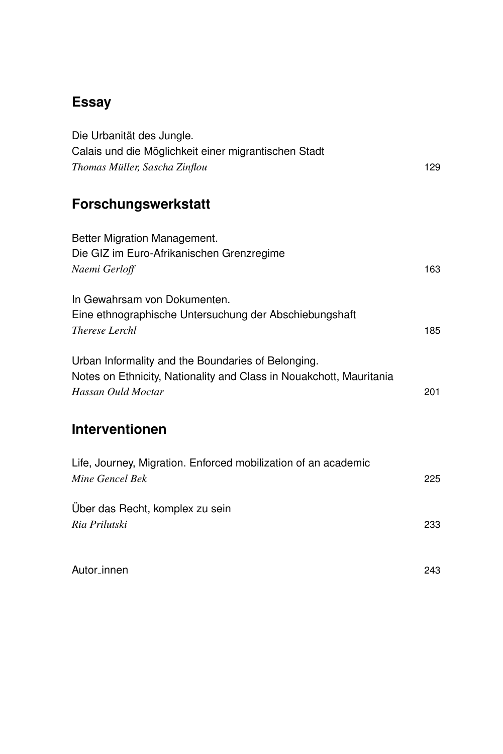## Essay

Die Urbanität des Jungle.
Calais und die Möglichkeit einer migrantischen Stadt
*Thomas Müller, Sascha Zinflou* 129

## Forschungswerkstatt

Better Migration Management.
Die GIZ im Euro-Afrikanischen Grenzregime
*Naemi Gerloff* 163

In Gewahrsam von Dokumenten.
Eine ethnographische Untersuchung der Abschiebungshaft
*Therese Lerchl* 185

Urban Informality and the Boundaries of Belonging.
Notes on Ethnicity, Nationality and Class in Nouakchott, Mauritania
*Hassan Ould Moctar* 201

## Interventionen

Life, Journey, Migration. Enforced mobilization of an academic
*Mine Gencel Bek* 225

Über das Recht, komplex zu sein
*Ria Prilutski* 233

Autor_innen 243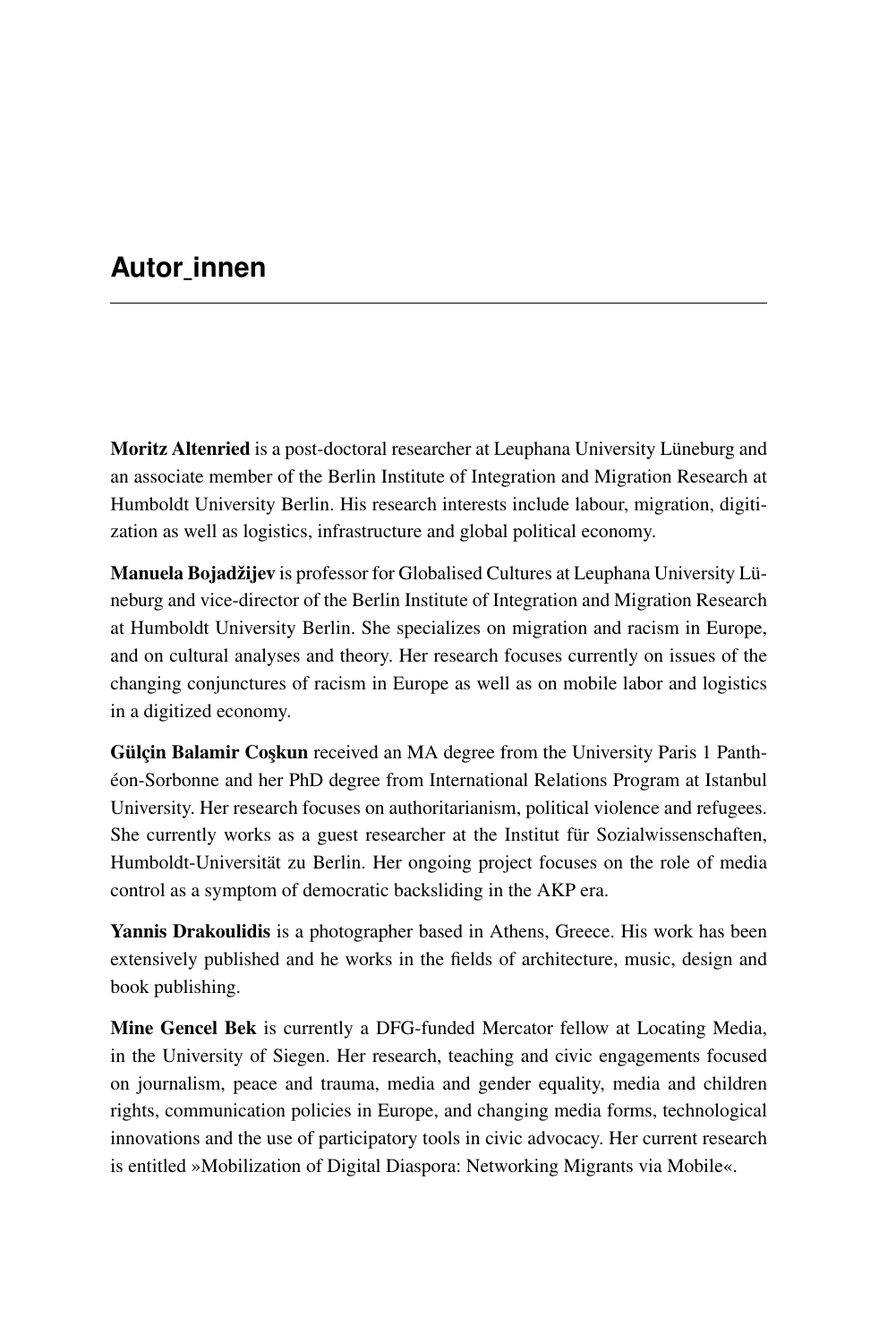# Autor_innen

**Moritz Altenried** is a post-doctoral researcher at Leuphana University Lüneburg and an associate member of the Berlin Institute of Integration and Migration Research at Humboldt University Berlin. His research interests include labour, migration, digitization as well as logistics, infrastructure and global political economy.

**Manuela Bojadžijev** is professor for Globalised Cultures at Leuphana University Lüneburg and vice-director of the Berlin Institute of Integration and Migration Research at Humboldt University Berlin. She specializes on migration and racism in Europe, and on cultural analyses and theory. Her research focuses currently on issues of the changing conjunctures of racism in Europe as well as on mobile labor and logistics in a digitized economy.

**Gülçin Balamir Coşkun** received an MA degree from the University Paris 1 Panthéon-Sorbonne and her PhD degree from International Relations Program at Istanbul University. Her research focuses on authoritarianism, political violence and refugees. She currently works as a guest researcher at the Institut für Sozialwissenschaften, Humboldt-Universität zu Berlin. Her ongoing project focuses on the role of media control as a symptom of democratic backsliding in the AKP era.

**Yannis Drakoulidis** is a photographer based in Athens, Greece. His work has been extensively published and he works in the fields of architecture, music, design and book publishing.

**Mine Gencel Bek** is currently a DFG-funded Mercator fellow at Locating Media, in the University of Siegen. Her research, teaching and civic engagements focused on journalism, peace and trauma, media and gender equality, media and children rights, communication policies in Europe, and changing media forms, technological innovations and the use of participatory tools in civic advocacy. Her current research is entitled »Mobilization of Digital Diaspora: Networking Migrants via Mobile«.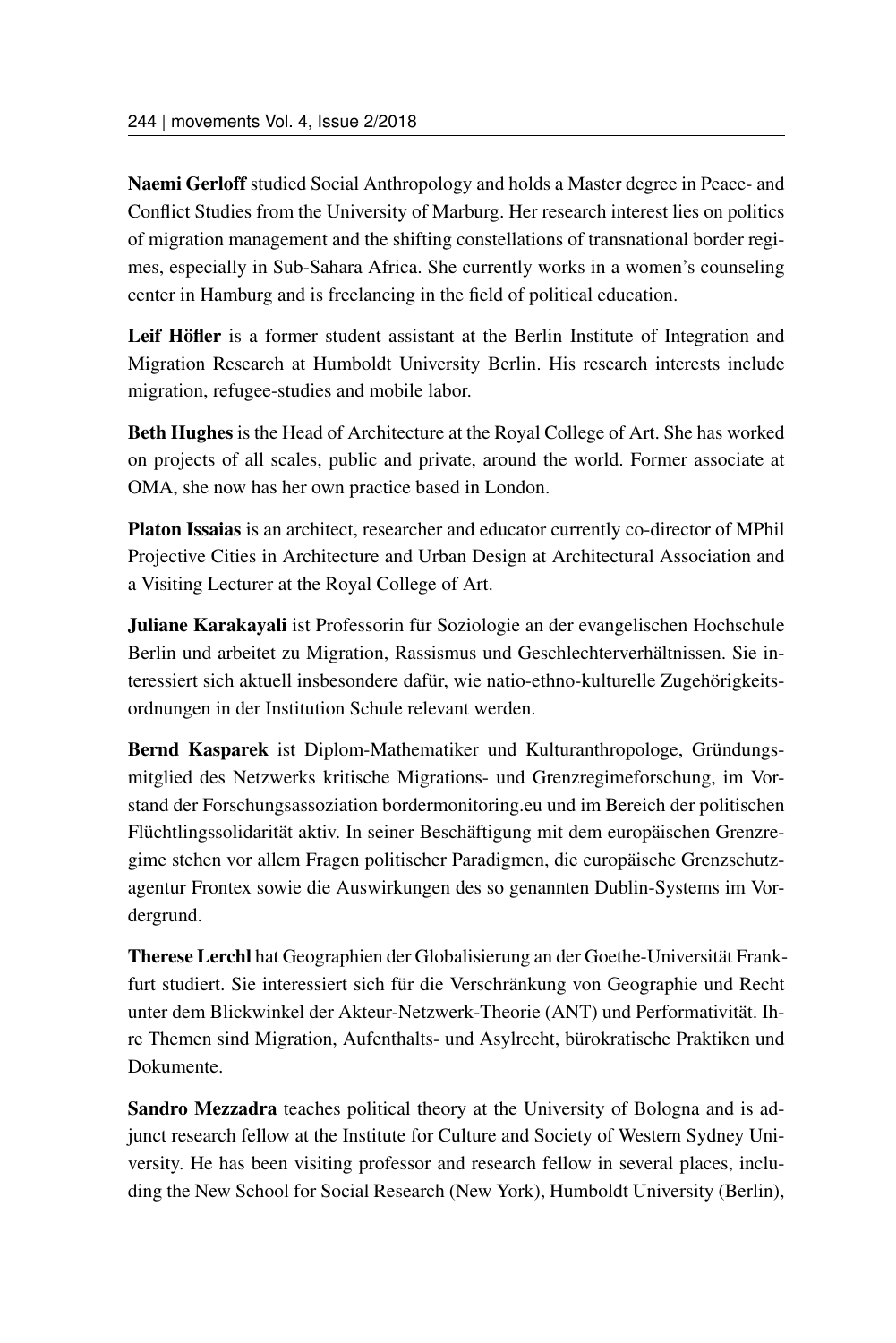**Naemi Gerloff** studied Social Anthropology and holds a Master degree in Peace- and Conflict Studies from the University of Marburg. Her research interest lies on politics of migration management and the shifting constellations of transnational border regimes, especially in Sub-Sahara Africa. She currently works in a women's counseling center in Hamburg and is freelancing in the field of political education.

**Leif Höfler** is a former student assistant at the Berlin Institute of Integration and Migration Research at Humboldt University Berlin. His research interests include migration, refugee-studies and mobile labor.

**Beth Hughes** is the Head of Architecture at the Royal College of Art. She has worked on projects of all scales, public and private, around the world. Former associate at OMA, she now has her own practice based in London.

**Platon Issaias** is an architect, researcher and educator currently co-director of MPhil Projective Cities in Architecture and Urban Design at Architectural Association and a Visiting Lecturer at the Royal College of Art.

**Juliane Karakayali** ist Professorin für Soziologie an der evangelischen Hochschule Berlin und arbeitet zu Migration, Rassismus und Geschlechterverhältnissen. Sie interessiert sich aktuell insbesondere dafür, wie natio-ethno-kulturelle Zugehörigkeitsordnungen in der Institution Schule relevant werden.

**Bernd Kasparek** ist Diplom-Mathematiker und Kulturanthropologe, Gründungsmitglied des Netzwerks kritische Migrations- und Grenzregimeforschung, im Vorstand der Forschungsassoziation bordermonitoring.eu und im Bereich der politischen Flüchtlingssolidarität aktiv. In seiner Beschäftigung mit dem europäischen Grenzregime stehen vor allem Fragen politischer Paradigmen, die europäische Grenzschutzagentur Frontex sowie die Auswirkungen des so genannten Dublin-Systems im Vordergrund.

**Therese Lerchl** hat Geographien der Globalisierung an der Goethe-Universität Frankfurt studiert. Sie interessiert sich für die Verschränkung von Geographie und Recht unter dem Blickwinkel der Akteur-Netzwerk-Theorie (ANT) und Performativität. Ihre Themen sind Migration, Aufenthalts- und Asylrecht, bürokratische Praktiken und Dokumente.

**Sandro Mezzadra** teaches political theory at the University of Bologna and is adjunct research fellow at the Institute for Culture and Society of Western Sydney University. He has been visiting professor and research fellow in several places, including the New School for Social Research (New York), Humboldt University (Berlin),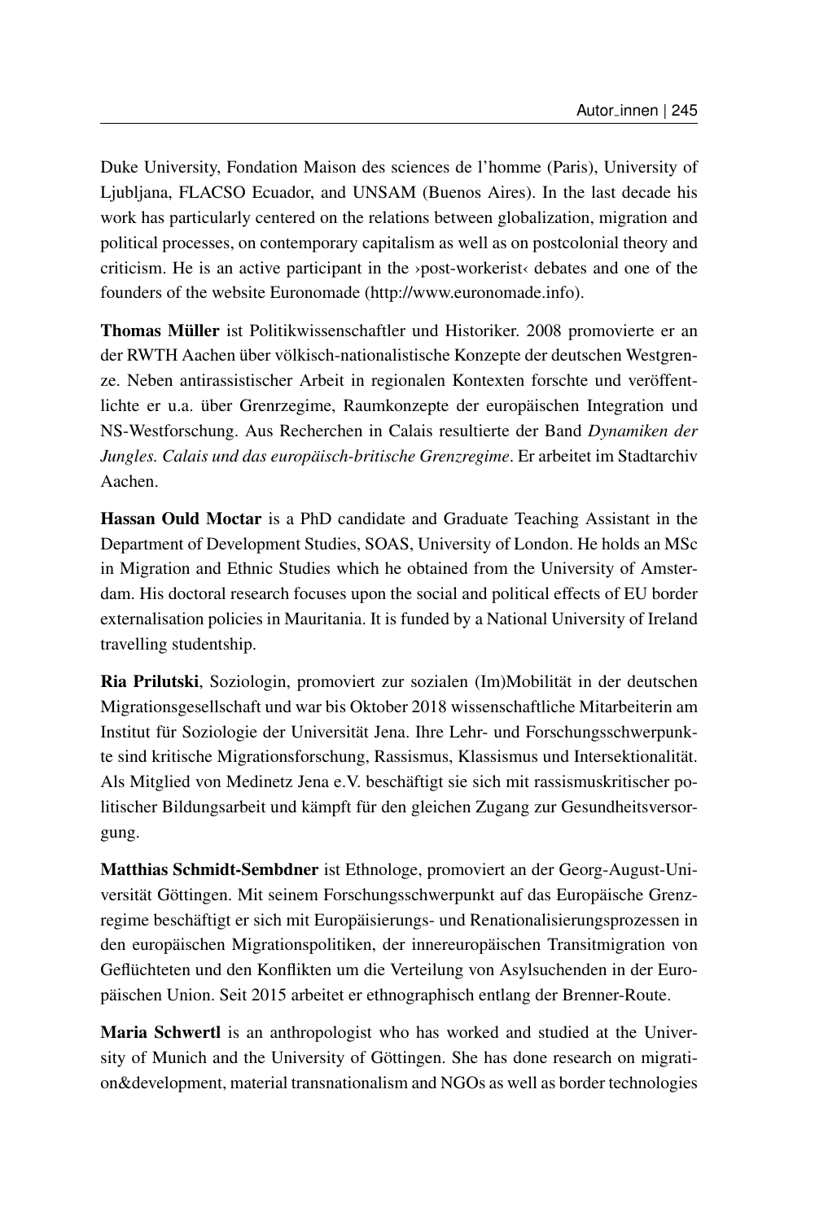Duke University, Fondation Maison des sciences de l'homme (Paris), University of Ljubljana, FLACSO Ecuador, and UNSAM (Buenos Aires). In the last decade his work has particularly centered on the relations between globalization, migration and political processes, on contemporary capitalism as well as on postcolonial theory and criticism. He is an active participant in the ›post-workerist‹ debates and one of the founders of the website Euronomade (http://www.euronomade.info).

**Thomas Müller** ist Politikwissenschaftler und Historiker. 2008 promovierte er an der RWTH Aachen über völkisch-nationalistische Konzepte der deutschen Westgrenze. Neben antirassistischer Arbeit in regionalen Kontexten forschte und veröffentlichte er u.a. über Grenrzegime, Raumkonzepte der europäischen Integration und NS-Westforschung. Aus Recherchen in Calais resultierte der Band *Dynamiken der Jungles. Calais und das europäisch-britische Grenzregime*. Er arbeitet im Stadtarchiv Aachen.

**Hassan Ould Moctar** is a PhD candidate and Graduate Teaching Assistant in the Department of Development Studies, SOAS, University of London. He holds an MSc in Migration and Ethnic Studies which he obtained from the University of Amsterdam. His doctoral research focuses upon the social and political effects of EU border externalisation policies in Mauritania. It is funded by a National University of Ireland travelling studentship.

**Ria Prilutski**, Soziologin, promoviert zur sozialen (Im)Mobilität in der deutschen Migrationsgesellschaft und war bis Oktober 2018 wissenschaftliche Mitarbeiterin am Institut für Soziologie der Universität Jena. Ihre Lehr- und Forschungsschwerpunkte sind kritische Migrationsforschung, Rassismus, Klassismus und Intersektionalität. Als Mitglied von Medinetz Jena e.V. beschäftigt sie sich mit rassismuskritischer politischer Bildungsarbeit und kämpft für den gleichen Zugang zur Gesundheitsversorgung.

**Matthias Schmidt-Sembdner** ist Ethnologe, promoviert an der Georg-August-Universität Göttingen. Mit seinem Forschungsschwerpunkt auf das Europäische Grenzregime beschäftigt er sich mit Europäisierungs- und Renationalisierungsprozessen in den europäischen Migrationspolitiken, der innereuropäischen Transitmigration von Geflüchteten und den Konflikten um die Verteilung von Asylsuchenden in der Europäischen Union. Seit 2015 arbeitet er ethnographisch entlang der Brenner-Route.

**Maria Schwertl** is an anthropologist who has worked and studied at the University of Munich and the University of Göttingen. She has done research on migration&development, material transnationalism and NGOs as well as border technologies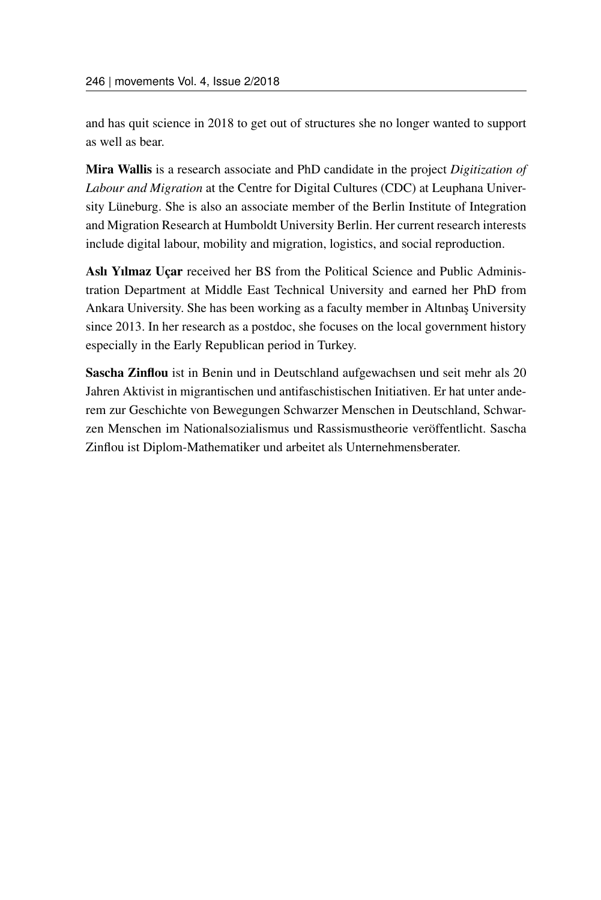and has quit science in 2018 to get out of structures she no longer wanted to support as well as bear.

**Mira Wallis** is a research associate and PhD candidate in the project *Digitization of Labour and Migration* at the Centre for Digital Cultures (CDC) at Leuphana University Lüneburg. She is also an associate member of the Berlin Institute of Integration and Migration Research at Humboldt University Berlin. Her current research interests include digital labour, mobility and migration, logistics, and social reproduction.

**Aslı Yılmaz Uçar** received her BS from the Political Science and Public Administration Department at Middle East Technical University and earned her PhD from Ankara University. She has been working as a faculty member in Altınbaş University since 2013. In her research as a postdoc, she focuses on the local government history especially in the Early Republican period in Turkey.

**Sascha Zinflou** ist in Benin und in Deutschland aufgewachsen und seit mehr als 20 Jahren Aktivist in migrantischen und antifaschistischen Initiativen. Er hat unter anderem zur Geschichte von Bewegungen Schwarzer Menschen in Deutschland, Schwarzen Menschen im Nationalsozialismus und Rassismustheorie veröffentlicht. Sascha Zinflou ist Diplom-Mathematiker und arbeitet als Unternehmensberater.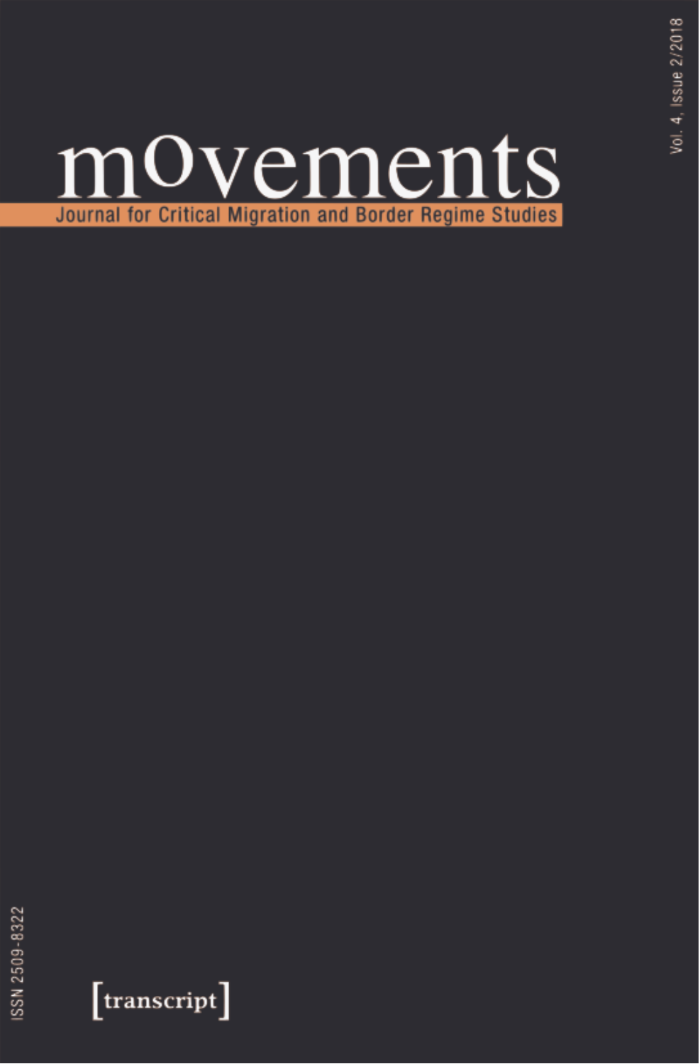# movements

Journal for Critical Migration and Border Regime Studies

Vol. 4, Issue 2/2018

ISSN 2509-8322

[transcript]